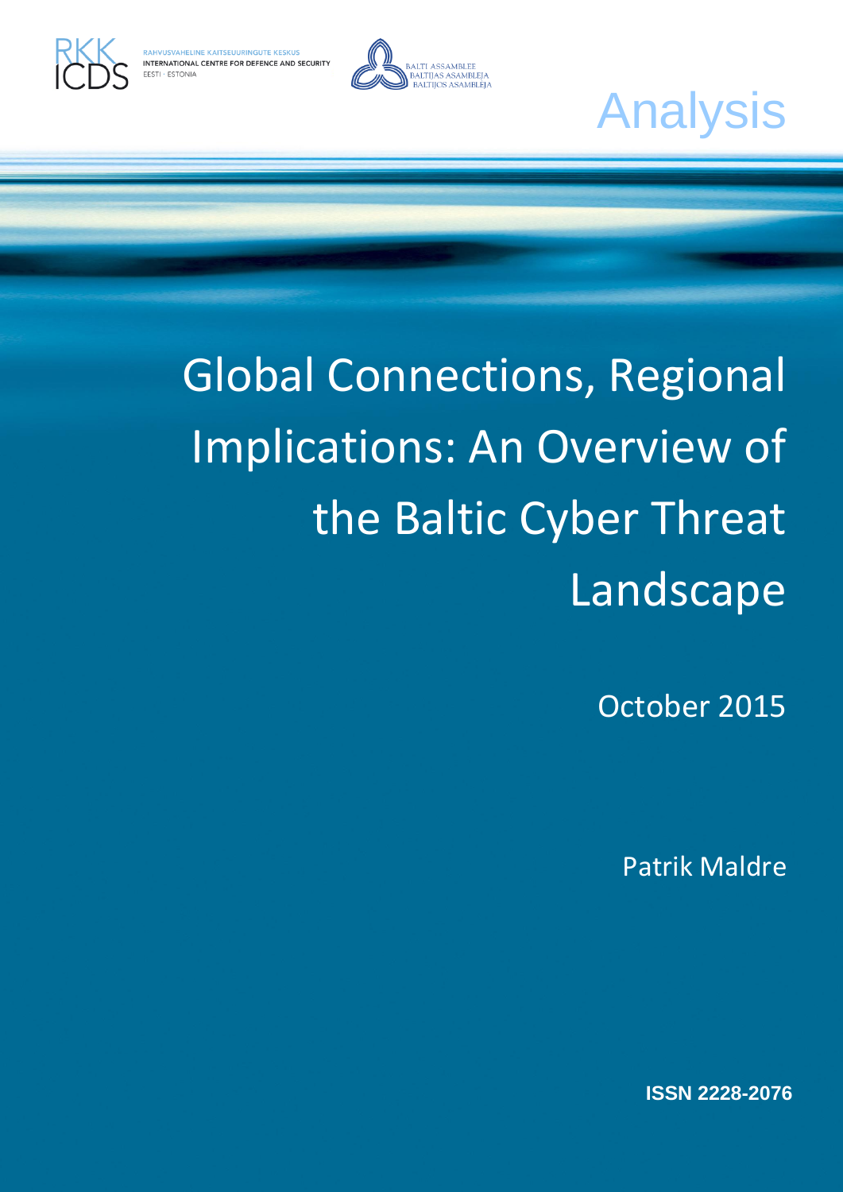RKK ICDS

RAHVUSVAHELINE KAITSEUURINGUTE KESKUS
INTERNATIONAL CENTRE FOR DEFENCE AND SECURITY
EESTI · ESTONIA

BALTI ASSAMBLEE
BALTIJAS ASAMBLEJA
BALTIJOS ASAMBLĖJA

Analysis

# Global Connections, Regional Implications: An Overview of the Baltic Cyber Threat Landscape

October 2015

Patrik Maldre

**ISSN 2228-2076**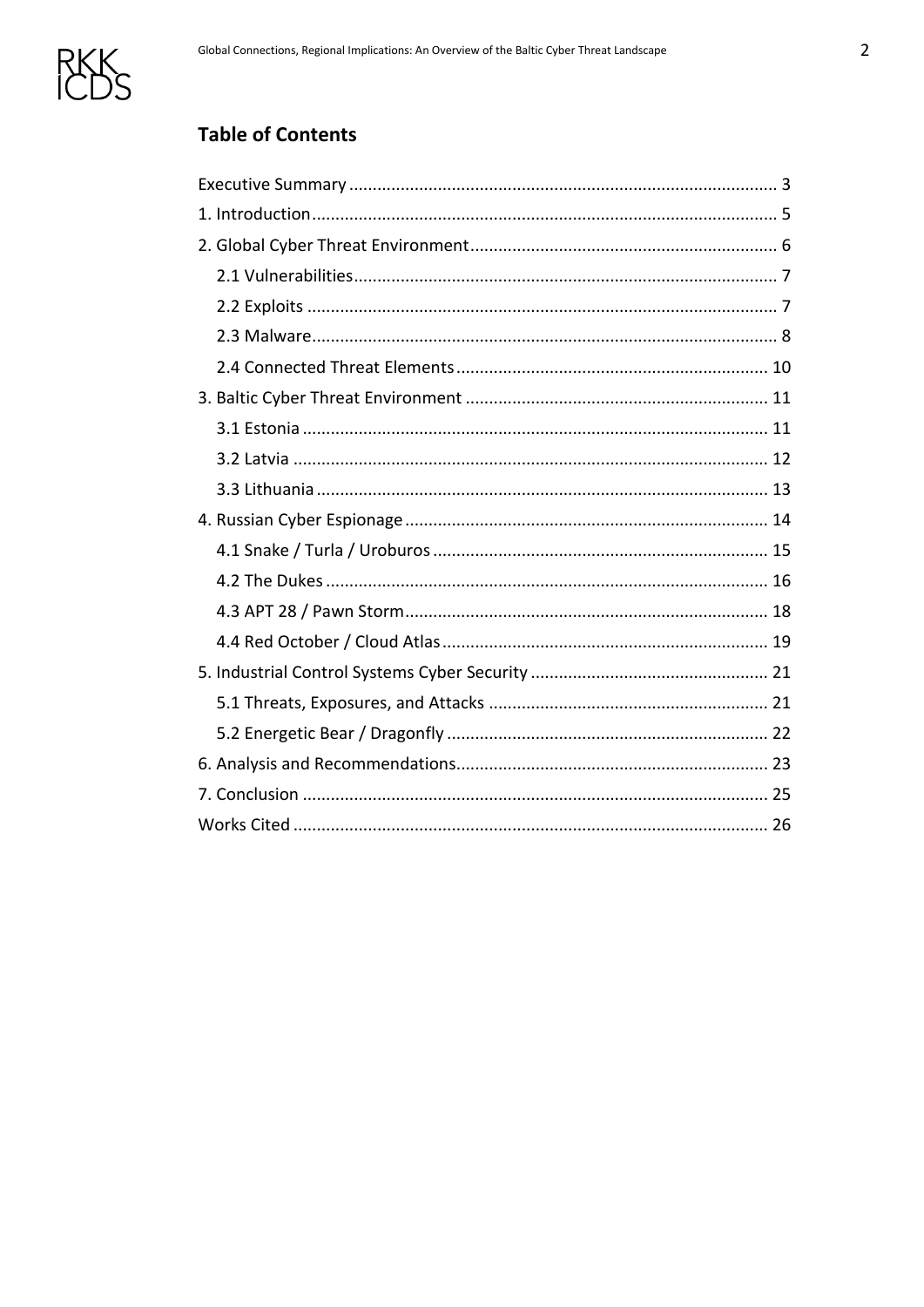## Table of Contents

- Executive Summary ... 3
- 1. Introduction ... 5
- 2. Global Cyber Threat Environment ... 6
  - 2.1 Vulnerabilities ... 7
  - 2.2 Exploits ... 7
  - 2.3 Malware ... 8
  - 2.4 Connected Threat Elements ... 10
- 3. Baltic Cyber Threat Environment ... 11
  - 3.1 Estonia ... 11
  - 3.2 Latvia ... 12
  - 3.3 Lithuania ... 13
- 4. Russian Cyber Espionage ... 14
  - 4.1 Snake / Turla / Uroburos ... 15
  - 4.2 The Dukes ... 16
  - 4.3 APT 28 / Pawn Storm ... 18
  - 4.4 Red October / Cloud Atlas ... 19
- 5. Industrial Control Systems Cyber Security ... 21
  - 5.1 Threats, Exposures, and Attacks ... 21
  - 5.2 Energetic Bear / Dragonfly ... 22
- 6. Analysis and Recommendations ... 23
- 7. Conclusion ... 25
- Works Cited ... 26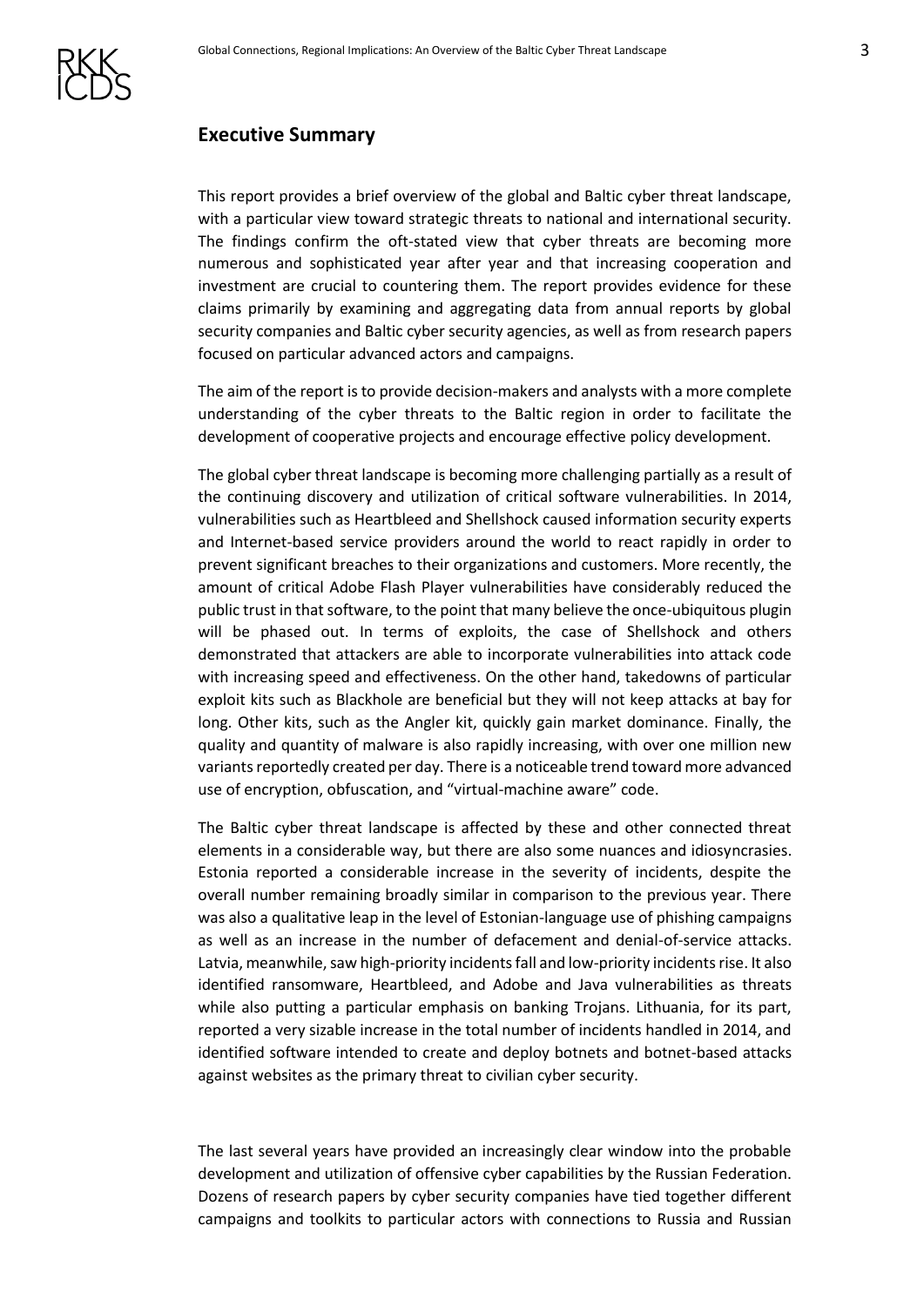## Executive Summary

This report provides a brief overview of the global and Baltic cyber threat landscape, with a particular view toward strategic threats to national and international security. The findings confirm the oft-stated view that cyber threats are becoming more numerous and sophisticated year after year and that increasing cooperation and investment are crucial to countering them. The report provides evidence for these claims primarily by examining and aggregating data from annual reports by global security companies and Baltic cyber security agencies, as well as from research papers focused on particular advanced actors and campaigns.

The aim of the report is to provide decision-makers and analysts with a more complete understanding of the cyber threats to the Baltic region in order to facilitate the development of cooperative projects and encourage effective policy development.

The global cyber threat landscape is becoming more challenging partially as a result of the continuing discovery and utilization of critical software vulnerabilities. In 2014, vulnerabilities such as Heartbleed and Shellshock caused information security experts and Internet-based service providers around the world to react rapidly in order to prevent significant breaches to their organizations and customers. More recently, the amount of critical Adobe Flash Player vulnerabilities have considerably reduced the public trust in that software, to the point that many believe the once-ubiquitous plugin will be phased out. In terms of exploits, the case of Shellshock and others demonstrated that attackers are able to incorporate vulnerabilities into attack code with increasing speed and effectiveness. On the other hand, takedowns of particular exploit kits such as Blackhole are beneficial but they will not keep attacks at bay for long. Other kits, such as the Angler kit, quickly gain market dominance. Finally, the quality and quantity of malware is also rapidly increasing, with over one million new variants reportedly created per day. There is a noticeable trend toward more advanced use of encryption, obfuscation, and "virtual-machine aware" code.

The Baltic cyber threat landscape is affected by these and other connected threat elements in a considerable way, but there are also some nuances and idiosyncrasies. Estonia reported a considerable increase in the severity of incidents, despite the overall number remaining broadly similar in comparison to the previous year. There was also a qualitative leap in the level of Estonian-language use of phishing campaigns as well as an increase in the number of defacement and denial-of-service attacks. Latvia, meanwhile, saw high-priority incidents fall and low-priority incidents rise. It also identified ransomware, Heartbleed, and Adobe and Java vulnerabilities as threats while also putting a particular emphasis on banking Trojans. Lithuania, for its part, reported a very sizable increase in the total number of incidents handled in 2014, and identified software intended to create and deploy botnets and botnet-based attacks against websites as the primary threat to civilian cyber security.

The last several years have provided an increasingly clear window into the probable development and utilization of offensive cyber capabilities by the Russian Federation. Dozens of research papers by cyber security companies have tied together different campaigns and toolkits to particular actors with connections to Russia and Russian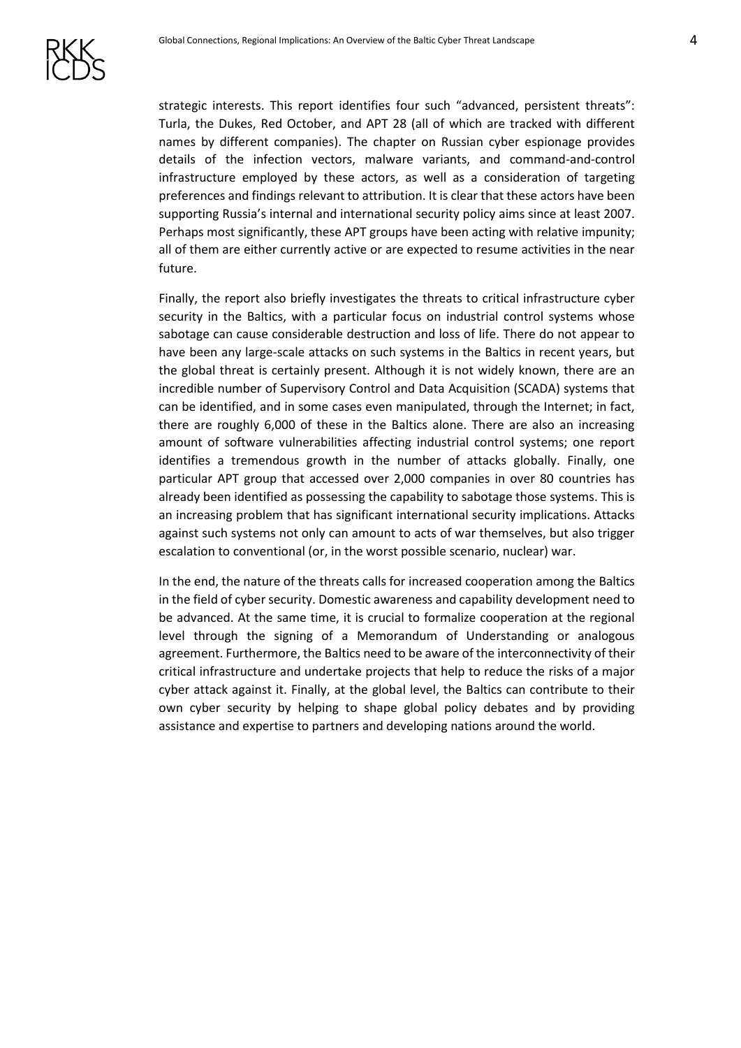strategic interests. This report identifies four such "advanced, persistent threats": Turla, the Dukes, Red October, and APT 28 (all of which are tracked with different names by different companies). The chapter on Russian cyber espionage provides details of the infection vectors, malware variants, and command-and-control infrastructure employed by these actors, as well as a consideration of targeting preferences and findings relevant to attribution. It is clear that these actors have been supporting Russia's internal and international security policy aims since at least 2007. Perhaps most significantly, these APT groups have been acting with relative impunity; all of them are either currently active or are expected to resume activities in the near future.

Finally, the report also briefly investigates the threats to critical infrastructure cyber security in the Baltics, with a particular focus on industrial control systems whose sabotage can cause considerable destruction and loss of life. There do not appear to have been any large-scale attacks on such systems in the Baltics in recent years, but the global threat is certainly present. Although it is not widely known, there are an incredible number of Supervisory Control and Data Acquisition (SCADA) systems that can be identified, and in some cases even manipulated, through the Internet; in fact, there are roughly 6,000 of these in the Baltics alone. There are also an increasing amount of software vulnerabilities affecting industrial control systems; one report identifies a tremendous growth in the number of attacks globally. Finally, one particular APT group that accessed over 2,000 companies in over 80 countries has already been identified as possessing the capability to sabotage those systems. This is an increasing problem that has significant international security implications. Attacks against such systems not only can amount to acts of war themselves, but also trigger escalation to conventional (or, in the worst possible scenario, nuclear) war.

In the end, the nature of the threats calls for increased cooperation among the Baltics in the field of cyber security. Domestic awareness and capability development need to be advanced. At the same time, it is crucial to formalize cooperation at the regional level through the signing of a Memorandum of Understanding or analogous agreement. Furthermore, the Baltics need to be aware of the interconnectivity of their critical infrastructure and undertake projects that help to reduce the risks of a major cyber attack against it. Finally, at the global level, the Baltics can contribute to their own cyber security by helping to shape global policy debates and by providing assistance and expertise to partners and developing nations around the world.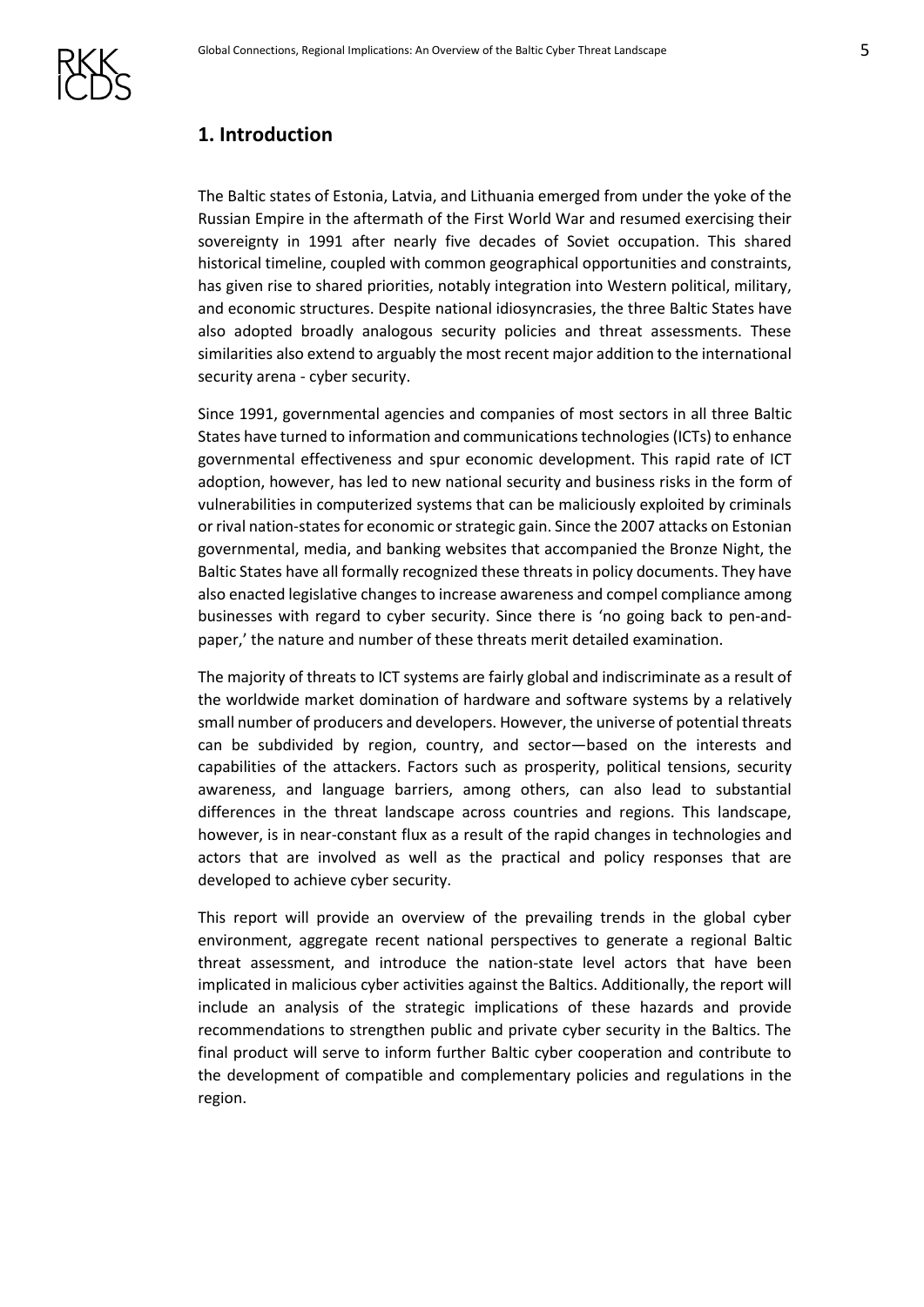## 1. Introduction

The Baltic states of Estonia, Latvia, and Lithuania emerged from under the yoke of the Russian Empire in the aftermath of the First World War and resumed exercising their sovereignty in 1991 after nearly five decades of Soviet occupation. This shared historical timeline, coupled with common geographical opportunities and constraints, has given rise to shared priorities, notably integration into Western political, military, and economic structures. Despite national idiosyncrasies, the three Baltic States have also adopted broadly analogous security policies and threat assessments. These similarities also extend to arguably the most recent major addition to the international security arena - cyber security.

Since 1991, governmental agencies and companies of most sectors in all three Baltic States have turned to information and communications technologies (ICTs) to enhance governmental effectiveness and spur economic development. This rapid rate of ICT adoption, however, has led to new national security and business risks in the form of vulnerabilities in computerized systems that can be maliciously exploited by criminals or rival nation-states for economic or strategic gain. Since the 2007 attacks on Estonian governmental, media, and banking websites that accompanied the Bronze Night, the Baltic States have all formally recognized these threats in policy documents. They have also enacted legislative changes to increase awareness and compel compliance among businesses with regard to cyber security. Since there is 'no going back to pen-and-paper,' the nature and number of these threats merit detailed examination.

The majority of threats to ICT systems are fairly global and indiscriminate as a result of the worldwide market domination of hardware and software systems by a relatively small number of producers and developers. However, the universe of potential threats can be subdivided by region, country, and sector—based on the interests and capabilities of the attackers. Factors such as prosperity, political tensions, security awareness, and language barriers, among others, can also lead to substantial differences in the threat landscape across countries and regions. This landscape, however, is in near-constant flux as a result of the rapid changes in technologies and actors that are involved as well as the practical and policy responses that are developed to achieve cyber security.

This report will provide an overview of the prevailing trends in the global cyber environment, aggregate recent national perspectives to generate a regional Baltic threat assessment, and introduce the nation-state level actors that have been implicated in malicious cyber activities against the Baltics. Additionally, the report will include an analysis of the strategic implications of these hazards and provide recommendations to strengthen public and private cyber security in the Baltics. The final product will serve to inform further Baltic cyber cooperation and contribute to the development of compatible and complementary policies and regulations in the region.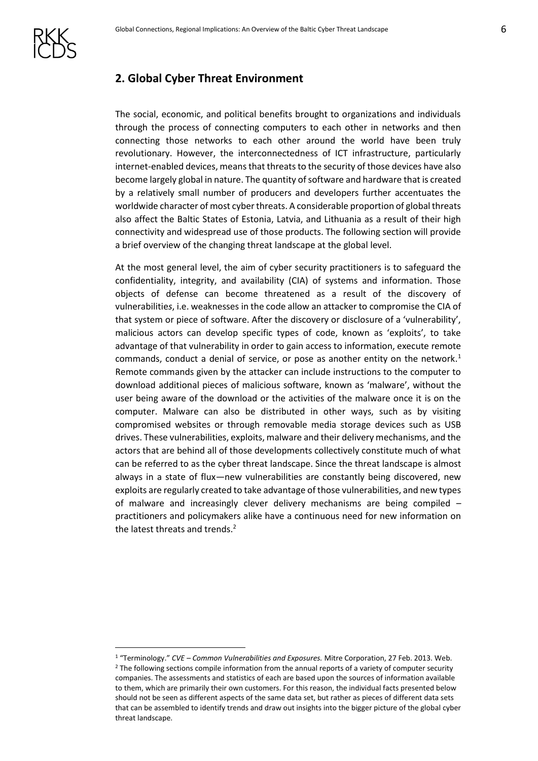## 2. Global Cyber Threat Environment

The social, economic, and political benefits brought to organizations and individuals through the process of connecting computers to each other in networks and then connecting those networks to each other around the world have been truly revolutionary. However, the interconnectedness of ICT infrastructure, particularly internet-enabled devices, means that threats to the security of those devices have also become largely global in nature. The quantity of software and hardware that is created by a relatively small number of producers and developers further accentuates the worldwide character of most cyber threats. A considerable proportion of global threats also affect the Baltic States of Estonia, Latvia, and Lithuania as a result of their high connectivity and widespread use of those products. The following section will provide a brief overview of the changing threat landscape at the global level.

At the most general level, the aim of cyber security practitioners is to safeguard the confidentiality, integrity, and availability (CIA) of systems and information. Those objects of defense can become threatened as a result of the discovery of vulnerabilities, i.e. weaknesses in the code allow an attacker to compromise the CIA of that system or piece of software. After the discovery or disclosure of a 'vulnerability', malicious actors can develop specific types of code, known as 'exploits', to take advantage of that vulnerability in order to gain access to information, execute remote commands, conduct a denial of service, or pose as another entity on the network.[1] Remote commands given by the attacker can include instructions to the computer to download additional pieces of malicious software, known as 'malware', without the user being aware of the download or the activities of the malware once it is on the computer. Malware can also be distributed in other ways, such as by visiting compromised websites or through removable media storage devices such as USB drives. These vulnerabilities, exploits, malware and their delivery mechanisms, and the actors that are behind all of those developments collectively constitute much of what can be referred to as the cyber threat landscape. Since the threat landscape is almost always in a state of flux—new vulnerabilities are constantly being discovered, new exploits are regularly created to take advantage of those vulnerabilities, and new types of malware and increasingly clever delivery mechanisms are being compiled – practitioners and policymakers alike have a continuous need for new information on the latest threats and trends.[2]

---

[1] "Terminology." *CVE – Common Vulnerabilities and Exposures.* Mitre Corporation, 27 Feb. 2013. Web.

[2] The following sections compile information from the annual reports of a variety of computer security companies. The assessments and statistics of each are based upon the sources of information available to them, which are primarily their own customers. For this reason, the individual facts presented below should not be seen as different aspects of the same data set, but rather as pieces of different data sets that can be assembled to identify trends and draw out insights into the bigger picture of the global cyber threat landscape.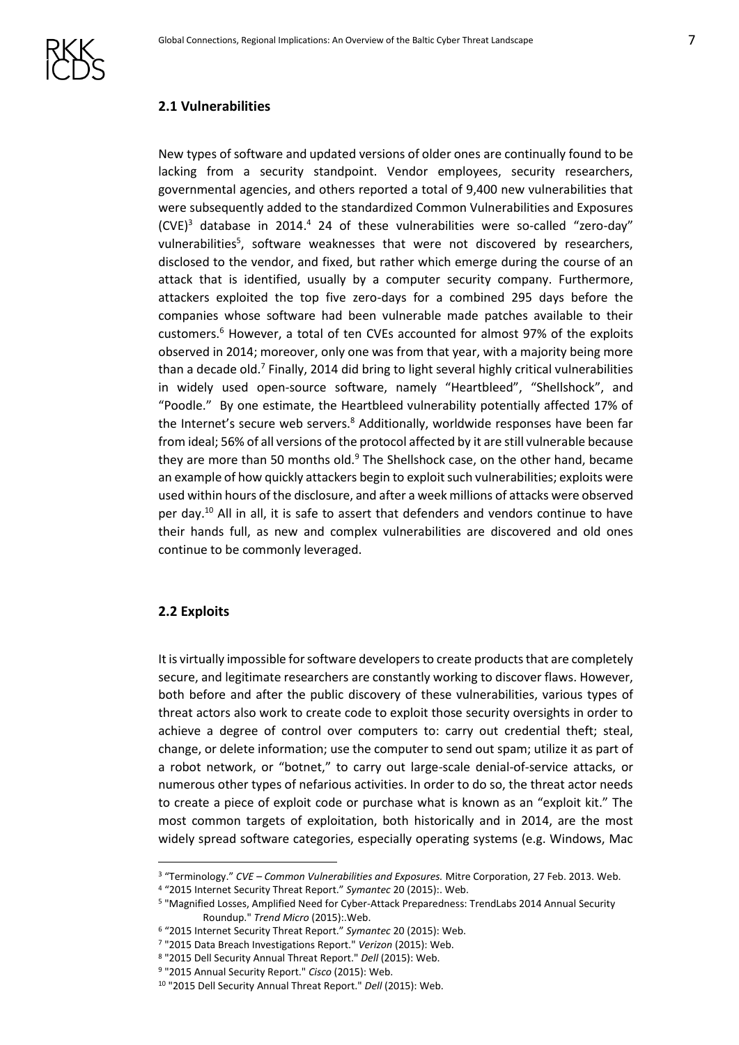## 2.1 Vulnerabilities

New types of software and updated versions of older ones are continually found to be lacking from a security standpoint. Vendor employees, security researchers, governmental agencies, and others reported a total of 9,400 new vulnerabilities that were subsequently added to the standardized Common Vulnerabilities and Exposures (CVE)[3] database in 2014.[4] 24 of these vulnerabilities were so-called "zero-day" vulnerabilities[5], software weaknesses that were not discovered by researchers, disclosed to the vendor, and fixed, but rather which emerge during the course of an attack that is identified, usually by a computer security company. Furthermore, attackers exploited the top five zero-days for a combined 295 days before the companies whose software had been vulnerable made patches available to their customers.[6] However, a total of ten CVEs accounted for almost 97% of the exploits observed in 2014; moreover, only one was from that year, with a majority being more than a decade old.[7] Finally, 2014 did bring to light several highly critical vulnerabilities in widely used open-source software, namely "Heartbleed", "Shellshock", and "Poodle." By one estimate, the Heartbleed vulnerability potentially affected 17% of the Internet's secure web servers.[8] Additionally, worldwide responses have been far from ideal; 56% of all versions of the protocol affected by it are still vulnerable because they are more than 50 months old.[9] The Shellshock case, on the other hand, became an example of how quickly attackers begin to exploit such vulnerabilities; exploits were used within hours of the disclosure, and after a week millions of attacks were observed per day.[10] All in all, it is safe to assert that defenders and vendors continue to have their hands full, as new and complex vulnerabilities are discovered and old ones continue to be commonly leveraged.

## 2.2 Exploits

It is virtually impossible for software developers to create products that are completely secure, and legitimate researchers are constantly working to discover flaws. However, both before and after the public discovery of these vulnerabilities, various types of threat actors also work to create code to exploit those security oversights in order to achieve a degree of control over computers to: carry out credential theft; steal, change, or delete information; use the computer to send out spam; utilize it as part of a robot network, or "botnet," to carry out large-scale denial-of-service attacks, or numerous other types of nefarious activities. In order to do so, the threat actor needs to create a piece of exploit code or purchase what is known as an "exploit kit." The most common targets of exploitation, both historically and in 2014, are the most widely spread software categories, especially operating systems (e.g. Windows, Mac

---

[3] "Terminology." *CVE – Common Vulnerabilities and Exposures.* Mitre Corporation, 27 Feb. 2013. Web.

[4] "2015 Internet Security Threat Report." *Symantec* 20 (2015):. Web.

[5] "Magnified Losses, Amplified Need for Cyber-Attack Preparedness: TrendLabs 2014 Annual Security Roundup." *Trend Micro* (2015):.Web.

[6] "2015 Internet Security Threat Report." *Symantec* 20 (2015): Web.

[7] "2015 Data Breach Investigations Report." *Verizon* (2015): Web.

[8] "2015 Dell Security Annual Threat Report." *Dell* (2015): Web.

[9] "2015 Annual Security Report." *Cisco* (2015): Web.

[10] "2015 Dell Security Annual Threat Report." *Dell* (2015): Web.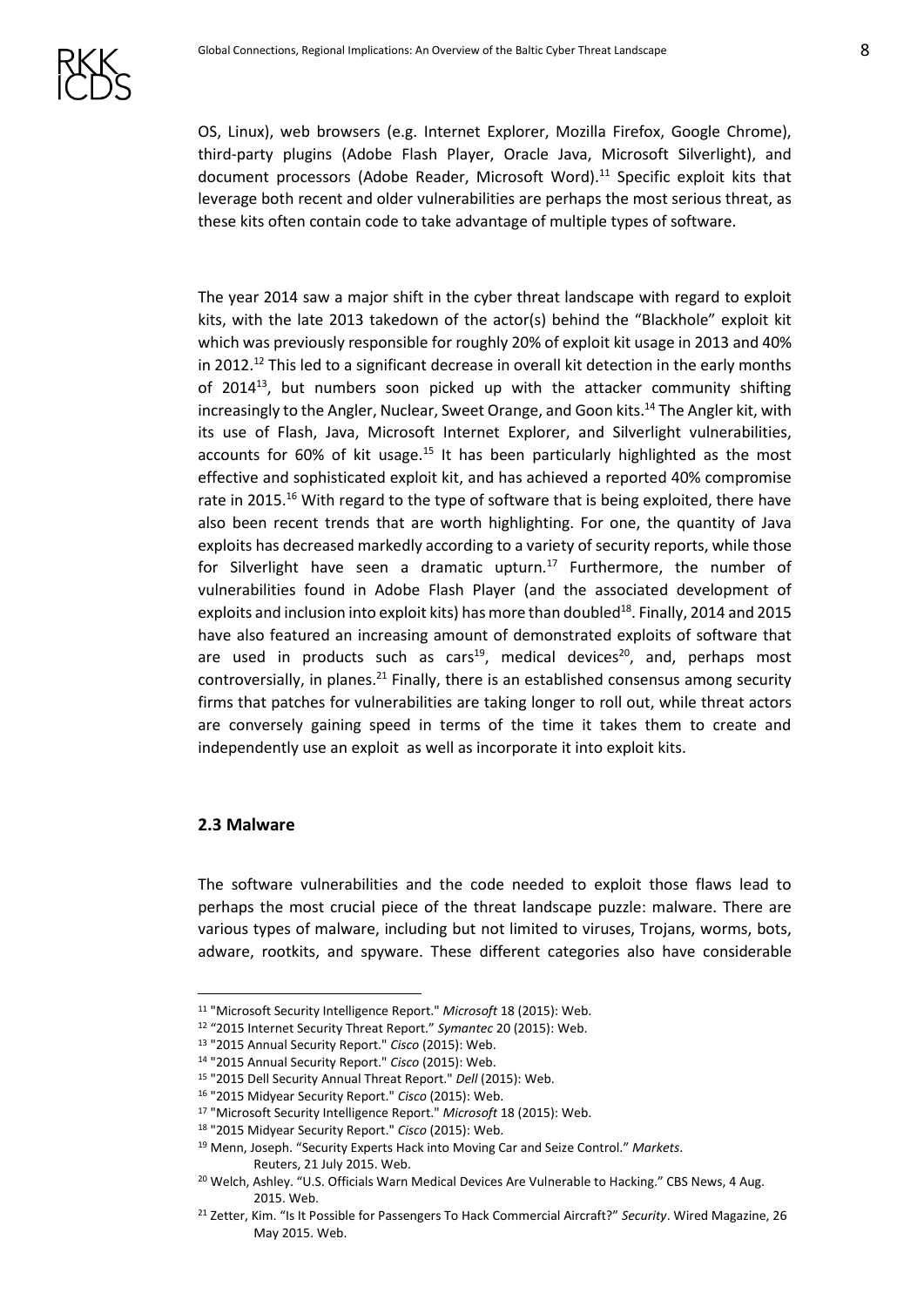OS, Linux), web browsers (e.g. Internet Explorer, Mozilla Firefox, Google Chrome), third-party plugins (Adobe Flash Player, Oracle Java, Microsoft Silverlight), and document processors (Adobe Reader, Microsoft Word).[11] Specific exploit kits that leverage both recent and older vulnerabilities are perhaps the most serious threat, as these kits often contain code to take advantage of multiple types of software.

The year 2014 saw a major shift in the cyber threat landscape with regard to exploit kits, with the late 2013 takedown of the actor(s) behind the "Blackhole" exploit kit which was previously responsible for roughly 20% of exploit kit usage in 2013 and 40% in 2012.[12] This led to a significant decrease in overall kit detection in the early months of 2014[13], but numbers soon picked up with the attacker community shifting increasingly to the Angler, Nuclear, Sweet Orange, and Goon kits.[14] The Angler kit, with its use of Flash, Java, Microsoft Internet Explorer, and Silverlight vulnerabilities, accounts for 60% of kit usage.[15] It has been particularly highlighted as the most effective and sophisticated exploit kit, and has achieved a reported 40% compromise rate in 2015.[16] With regard to the type of software that is being exploited, there have also been recent trends that are worth highlighting. For one, the quantity of Java exploits has decreased markedly according to a variety of security reports, while those for Silverlight have seen a dramatic upturn.[17] Furthermore, the number of vulnerabilities found in Adobe Flash Player (and the associated development of exploits and inclusion into exploit kits) has more than doubled[18]. Finally, 2014 and 2015 have also featured an increasing amount of demonstrated exploits of software that are used in products such as cars[19], medical devices[20], and, perhaps most controversially, in planes.[21] Finally, there is an established consensus among security firms that patches for vulnerabilities are taking longer to roll out, while threat actors are conversely gaining speed in terms of the time it takes them to create and independently use an exploit as well as incorporate it into exploit kits.

### 2.3 Malware

The software vulnerabilities and the code needed to exploit those flaws lead to perhaps the most crucial piece of the threat landscape puzzle: malware. There are various types of malware, including but not limited to viruses, Trojans, worms, bots, adware, rootkits, and spyware. These different categories also have considerable

---

[11] "Microsoft Security Intelligence Report." *Microsoft* 18 (2015): Web.

[12] "2015 Internet Security Threat Report." *Symantec* 20 (2015): Web.

[13] "2015 Annual Security Report." *Cisco* (2015): Web.

[14] "2015 Annual Security Report." *Cisco* (2015): Web.

[15] "2015 Dell Security Annual Threat Report." *Dell* (2015): Web.

[16] "2015 Midyear Security Report." *Cisco* (2015): Web.

[17] "Microsoft Security Intelligence Report." *Microsoft* 18 (2015): Web.

[18] "2015 Midyear Security Report." *Cisco* (2015): Web.

[19] Menn, Joseph. "Security Experts Hack into Moving Car and Seize Control." *Markets*. Reuters, 21 July 2015. Web.

[20] Welch, Ashley. "U.S. Officials Warn Medical Devices Are Vulnerable to Hacking." CBS News, 4 Aug. 2015. Web.

[21] Zetter, Kim. "Is It Possible for Passengers To Hack Commercial Aircraft?" *Security*. Wired Magazine, 26 May 2015. Web.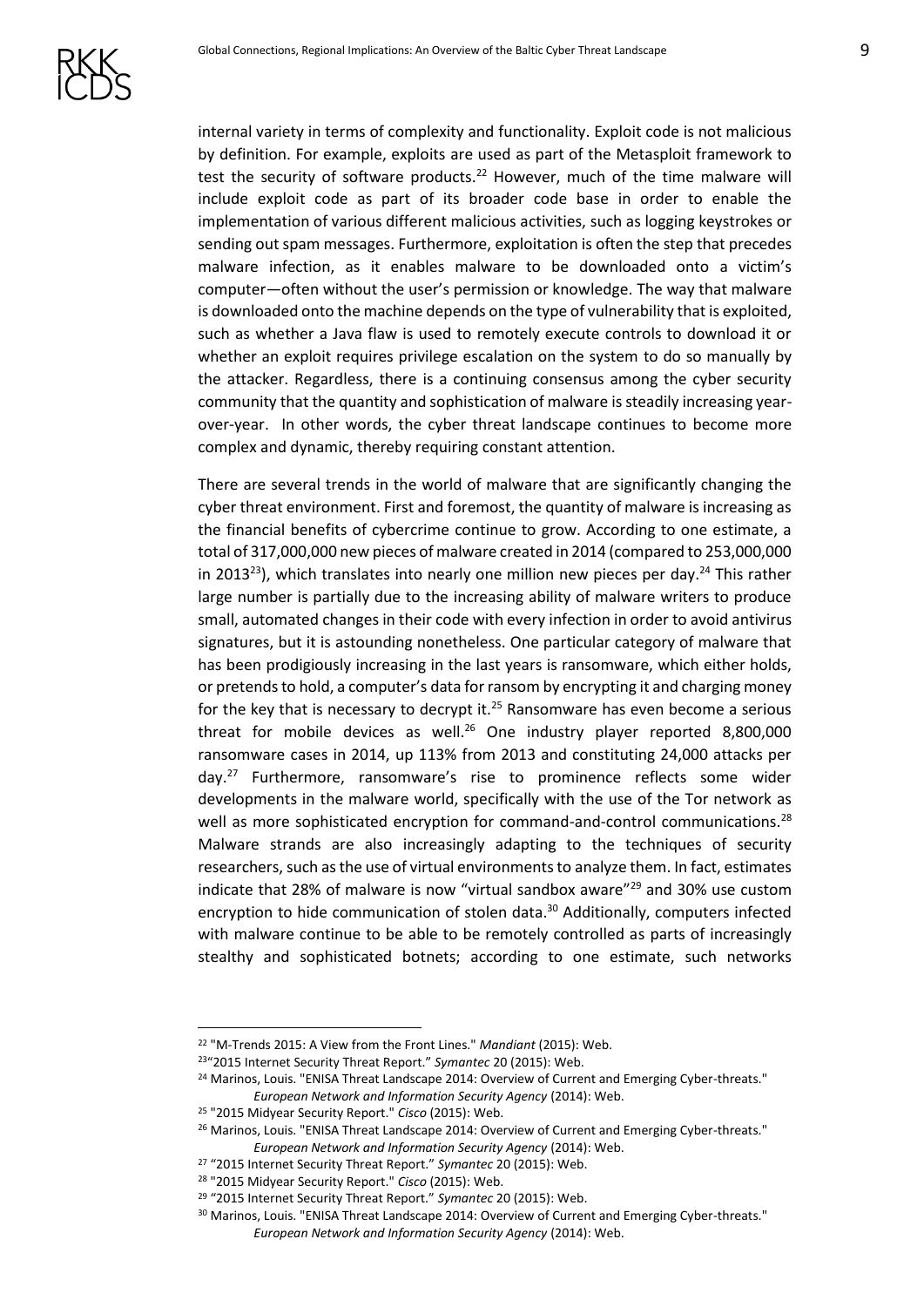internal variety in terms of complexity and functionality. Exploit code is not malicious by definition. For example, exploits are used as part of the Metasploit framework to test the security of software products.[22] However, much of the time malware will include exploit code as part of its broader code base in order to enable the implementation of various different malicious activities, such as logging keystrokes or sending out spam messages. Furthermore, exploitation is often the step that precedes malware infection, as it enables malware to be downloaded onto a victim's computer—often without the user's permission or knowledge. The way that malware is downloaded onto the machine depends on the type of vulnerability that is exploited, such as whether a Java flaw is used to remotely execute controls to download it or whether an exploit requires privilege escalation on the system to do so manually by the attacker. Regardless, there is a continuing consensus among the cyber security community that the quantity and sophistication of malware is steadily increasing year-over-year. In other words, the cyber threat landscape continues to become more complex and dynamic, thereby requiring constant attention.

There are several trends in the world of malware that are significantly changing the cyber threat environment. First and foremost, the quantity of malware is increasing as the financial benefits of cybercrime continue to grow. According to one estimate, a total of 317,000,000 new pieces of malware created in 2014 (compared to 253,000,000 in 2013[23]), which translates into nearly one million new pieces per day.[24] This rather large number is partially due to the increasing ability of malware writers to produce small, automated changes in their code with every infection in order to avoid antivirus signatures, but it is astounding nonetheless. One particular category of malware that has been prodigiously increasing in the last years is ransomware, which either holds, or pretends to hold, a computer's data for ransom by encrypting it and charging money for the key that is necessary to decrypt it.[25] Ransomware has even become a serious threat for mobile devices as well.[26] One industry player reported 8,800,000 ransomware cases in 2014, up 113% from 2013 and constituting 24,000 attacks per day.[27] Furthermore, ransomware's rise to prominence reflects some wider developments in the malware world, specifically with the use of the Tor network as well as more sophisticated encryption for command-and-control communications.[28] Malware strands are also increasingly adapting to the techniques of security researchers, such as the use of virtual environments to analyze them. In fact, estimates indicate that 28% of malware is now "virtual sandbox aware"[29] and 30% use custom encryption to hide communication of stolen data.[30] Additionally, computers infected with malware continue to be able to be remotely controlled as parts of increasingly stealthy and sophisticated botnets; according to one estimate, such networks

---

[22] "M-Trends 2015: A View from the Front Lines." *Mandiant* (2015): Web.

[23] "2015 Internet Security Threat Report." *Symantec* 20 (2015): Web.

[24] Marinos, Louis. "ENISA Threat Landscape 2014: Overview of Current and Emerging Cyber-threats." *European Network and Information Security Agency* (2014): Web.

[25] "2015 Midyear Security Report." *Cisco* (2015): Web.

[26] Marinos, Louis. "ENISA Threat Landscape 2014: Overview of Current and Emerging Cyber-threats." *European Network and Information Security Agency* (2014): Web.

[27] "2015 Internet Security Threat Report." *Symantec* 20 (2015): Web.

[28] "2015 Midyear Security Report." *Cisco* (2015): Web.

[29] "2015 Internet Security Threat Report." *Symantec* 20 (2015): Web.

[30] Marinos, Louis. "ENISA Threat Landscape 2014: Overview of Current and Emerging Cyber-threats." *European Network and Information Security Agency* (2014): Web.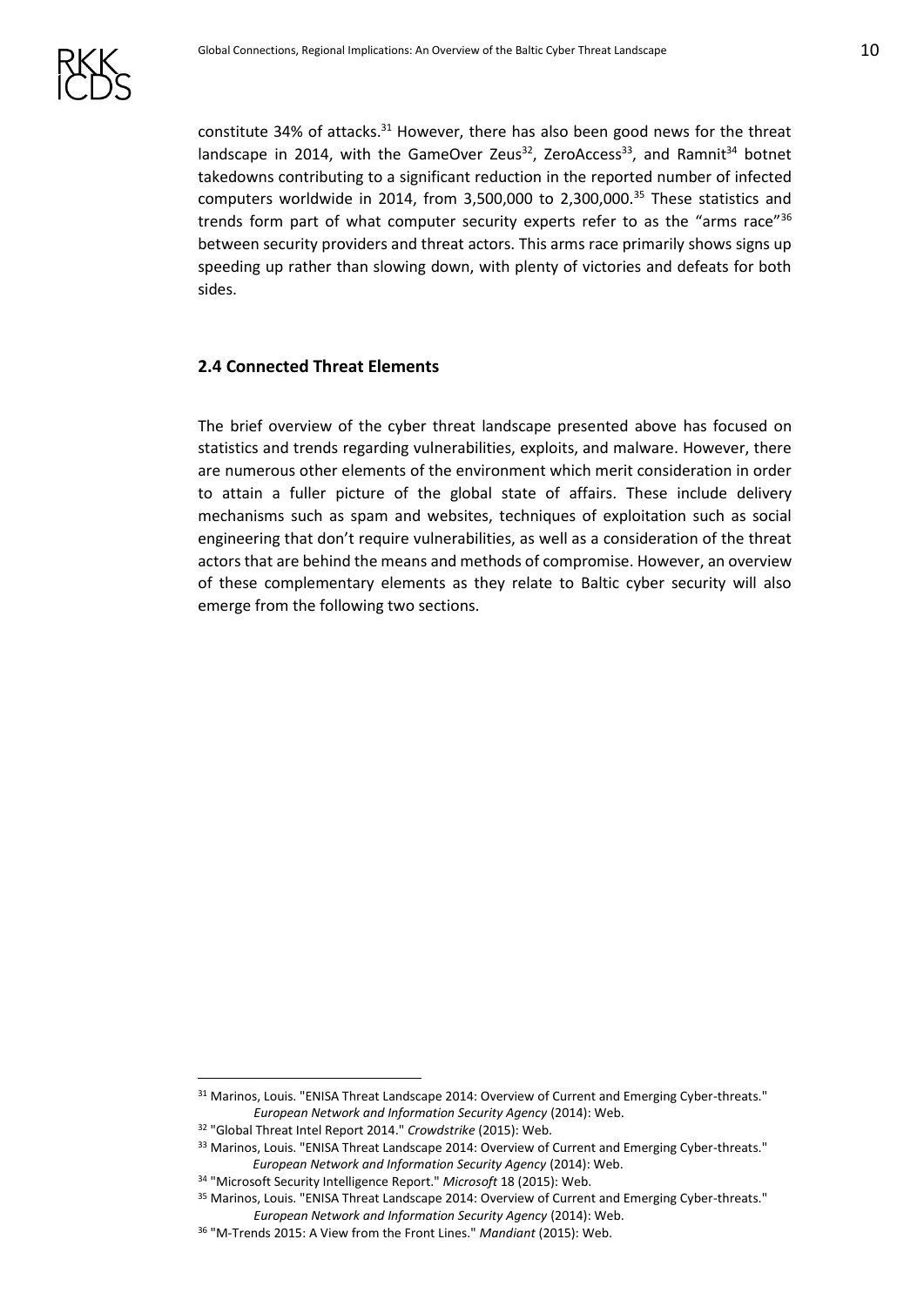constitute 34% of attacks.[31] However, there has also been good news for the threat landscape in 2014, with the GameOver Zeus[32], ZeroAccess[33], and Ramnit[34] botnet takedowns contributing to a significant reduction in the reported number of infected computers worldwide in 2014, from 3,500,000 to 2,300,000.[35] These statistics and trends form part of what computer security experts refer to as the "arms race"[36] between security providers and threat actors. This arms race primarily shows signs up speeding up rather than slowing down, with plenty of victories and defeats for both sides.

## 2.4 Connected Threat Elements

The brief overview of the cyber threat landscape presented above has focused on statistics and trends regarding vulnerabilities, exploits, and malware. However, there are numerous other elements of the environment which merit consideration in order to attain a fuller picture of the global state of affairs. These include delivery mechanisms such as spam and websites, techniques of exploitation such as social engineering that don't require vulnerabilities, as well as a consideration of the threat actors that are behind the means and methods of compromise. However, an overview of these complementary elements as they relate to Baltic cyber security will also emerge from the following two sections.

---

[31] Marinos, Louis. "ENISA Threat Landscape 2014: Overview of Current and Emerging Cyber-threats." *European Network and Information Security Agency* (2014): Web.

[32] "Global Threat Intel Report 2014." *Crowdstrike* (2015): Web.

[33] Marinos, Louis. "ENISA Threat Landscape 2014: Overview of Current and Emerging Cyber-threats." *European Network and Information Security Agency* (2014): Web.

[34] "Microsoft Security Intelligence Report." *Microsoft* 18 (2015): Web.

[35] Marinos, Louis. "ENISA Threat Landscape 2014: Overview of Current and Emerging Cyber-threats." *European Network and Information Security Agency* (2014): Web.

[36] "M-Trends 2015: A View from the Front Lines." *Mandiant* (2015): Web.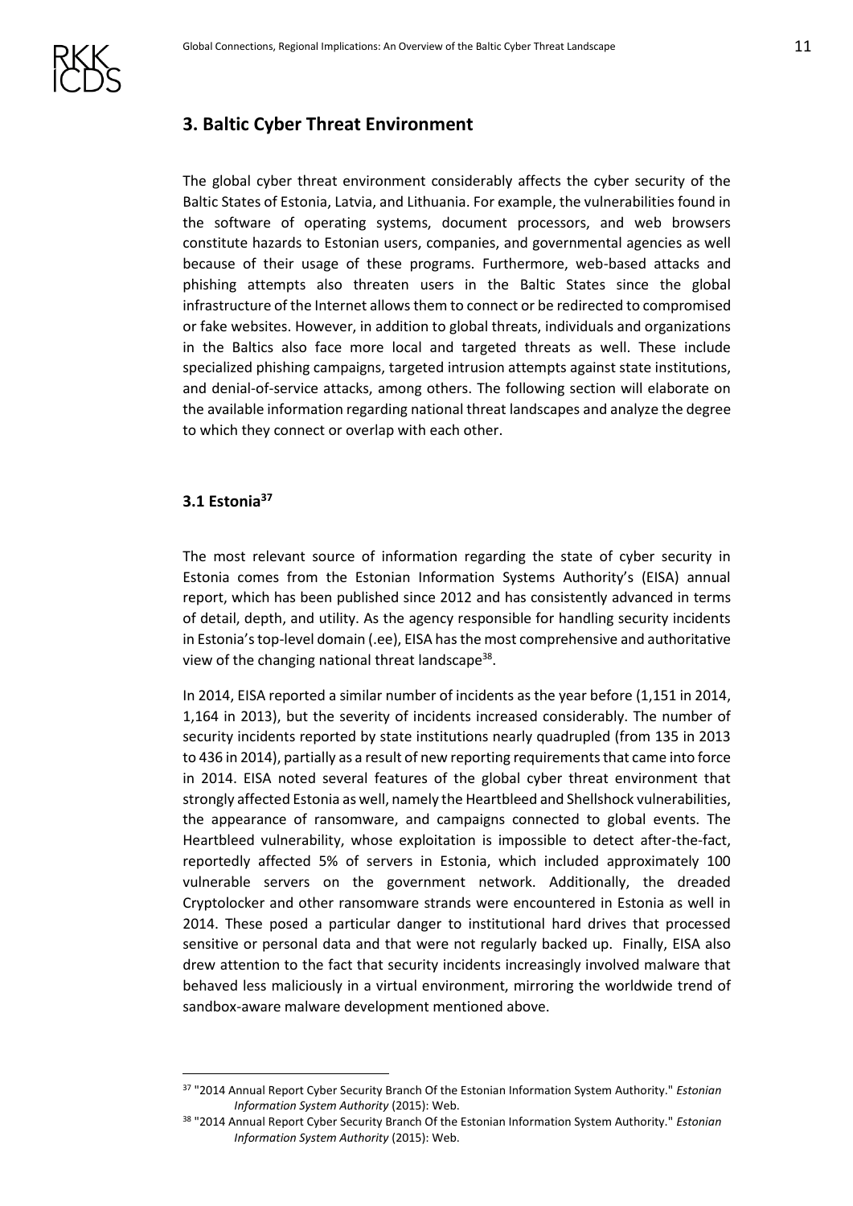## 3. Baltic Cyber Threat Environment

The global cyber threat environment considerably affects the cyber security of the Baltic States of Estonia, Latvia, and Lithuania. For example, the vulnerabilities found in the software of operating systems, document processors, and web browsers constitute hazards to Estonian users, companies, and governmental agencies as well because of their usage of these programs. Furthermore, web-based attacks and phishing attempts also threaten users in the Baltic States since the global infrastructure of the Internet allows them to connect or be redirected to compromised or fake websites. However, in addition to global threats, individuals and organizations in the Baltics also face more local and targeted threats as well. These include specialized phishing campaigns, targeted intrusion attempts against state institutions, and denial-of-service attacks, among others. The following section will elaborate on the available information regarding national threat landscapes and analyze the degree to which they connect or overlap with each other.

### 3.1 Estonia[37]

The most relevant source of information regarding the state of cyber security in Estonia comes from the Estonian Information Systems Authority's (EISA) annual report, which has been published since 2012 and has consistently advanced in terms of detail, depth, and utility. As the agency responsible for handling security incidents in Estonia's top-level domain (.ee), EISA has the most comprehensive and authoritative view of the changing national threat landscape[38].

In 2014, EISA reported a similar number of incidents as the year before (1,151 in 2014, 1,164 in 2013), but the severity of incidents increased considerably. The number of security incidents reported by state institutions nearly quadrupled (from 135 in 2013 to 436 in 2014), partially as a result of new reporting requirements that came into force in 2014. EISA noted several features of the global cyber threat environment that strongly affected Estonia as well, namely the Heartbleed and Shellshock vulnerabilities, the appearance of ransomware, and campaigns connected to global events. The Heartbleed vulnerability, whose exploitation is impossible to detect after-the-fact, reportedly affected 5% of servers in Estonia, which included approximately 100 vulnerable servers on the government network. Additionally, the dreaded Cryptolocker and other ransomware strands were encountered in Estonia as well in 2014. These posed a particular danger to institutional hard drives that processed sensitive or personal data and that were not regularly backed up. Finally, EISA also drew attention to the fact that security incidents increasingly involved malware that behaved less maliciously in a virtual environment, mirroring the worldwide trend of sandbox-aware malware development mentioned above.

[37] "2014 Annual Report Cyber Security Branch Of the Estonian Information System Authority." *Estonian Information System Authority* (2015): Web.

[38] "2014 Annual Report Cyber Security Branch Of the Estonian Information System Authority." *Estonian Information System Authority* (2015): Web.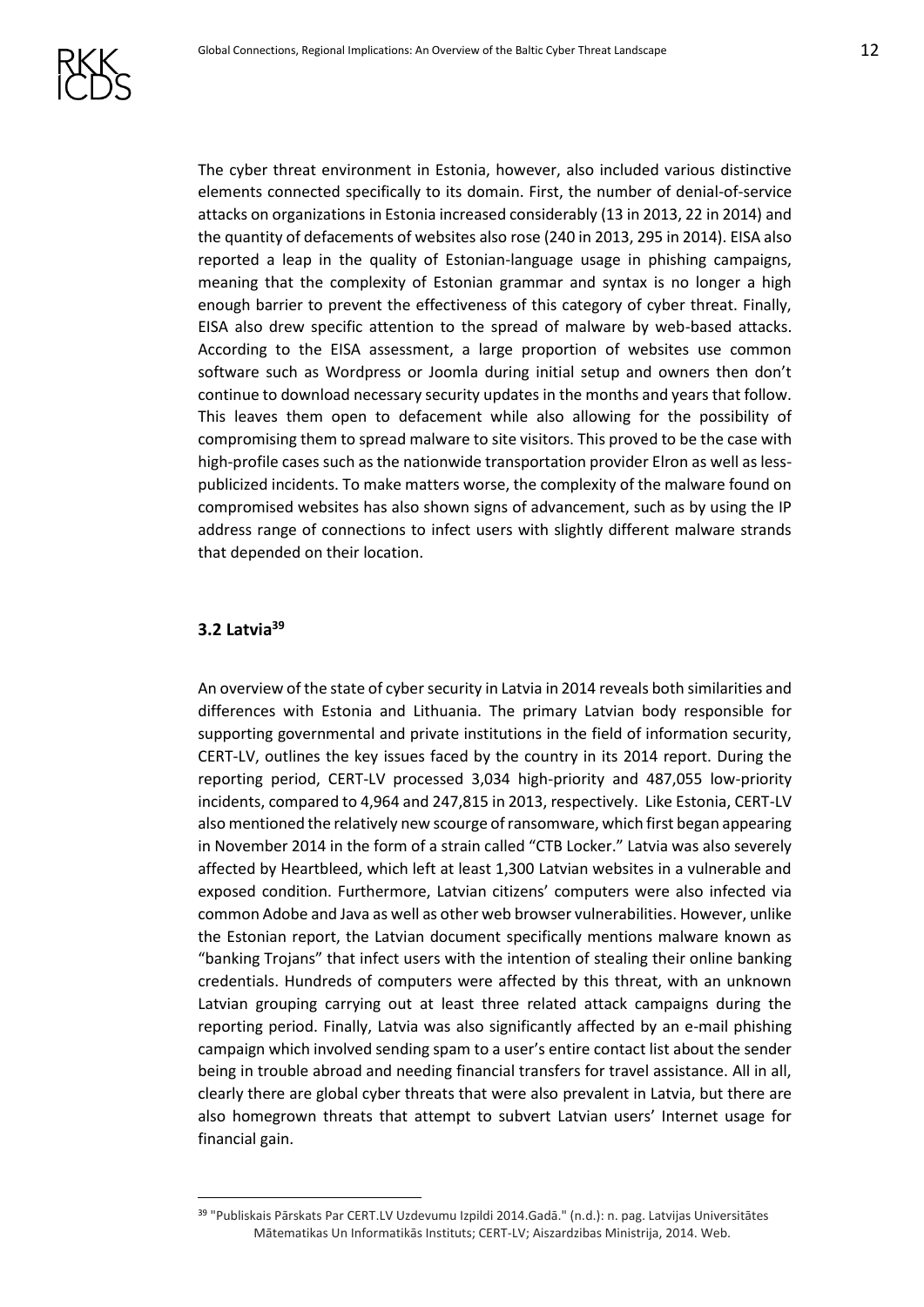The cyber threat environment in Estonia, however, also included various distinctive elements connected specifically to its domain. First, the number of denial-of-service attacks on organizations in Estonia increased considerably (13 in 2013, 22 in 2014) and the quantity of defacements of websites also rose (240 in 2013, 295 in 2014). EISA also reported a leap in the quality of Estonian-language usage in phishing campaigns, meaning that the complexity of Estonian grammar and syntax is no longer a high enough barrier to prevent the effectiveness of this category of cyber threat. Finally, EISA also drew specific attention to the spread of malware by web-based attacks. According to the EISA assessment, a large proportion of websites use common software such as Wordpress or Joomla during initial setup and owners then don't continue to download necessary security updates in the months and years that follow. This leaves them open to defacement while also allowing for the possibility of compromising them to spread malware to site visitors. This proved to be the case with high-profile cases such as the nationwide transportation provider Elron as well as less-publicized incidents. To make matters worse, the complexity of the malware found on compromised websites has also shown signs of advancement, such as by using the IP address range of connections to infect users with slightly different malware strands that depended on their location.

### 3.2 Latvia[39]

An overview of the state of cyber security in Latvia in 2014 reveals both similarities and differences with Estonia and Lithuania. The primary Latvian body responsible for supporting governmental and private institutions in the field of information security, CERT-LV, outlines the key issues faced by the country in its 2014 report. During the reporting period, CERT-LV processed 3,034 high-priority and 487,055 low-priority incidents, compared to 4,964 and 247,815 in 2013, respectively. Like Estonia, CERT-LV also mentioned the relatively new scourge of ransomware, which first began appearing in November 2014 in the form of a strain called "CTB Locker." Latvia was also severely affected by Heartbleed, which left at least 1,300 Latvian websites in a vulnerable and exposed condition. Furthermore, Latvian citizens' computers were also infected via common Adobe and Java as well as other web browser vulnerabilities. However, unlike the Estonian report, the Latvian document specifically mentions malware known as "banking Trojans" that infect users with the intention of stealing their online banking credentials. Hundreds of computers were affected by this threat, with an unknown Latvian grouping carrying out at least three related attack campaigns during the reporting period. Finally, Latvia was also significantly affected by an e-mail phishing campaign which involved sending spam to a user's entire contact list about the sender being in trouble abroad and needing financial transfers for travel assistance. All in all, clearly there are global cyber threats that were also prevalent in Latvia, but there are also homegrown threats that attempt to subvert Latvian users' Internet usage for financial gain.

---

[39] "Publiskais Pārskats Par CERT.LV Uzdevumu Izpildi 2014.Gadā." (n.d.): n. pag. Latvijas Universitātes Mātematikas Un Informatikās Instituts; CERT-LV; Aiszardzibas Ministrija, 2014. Web.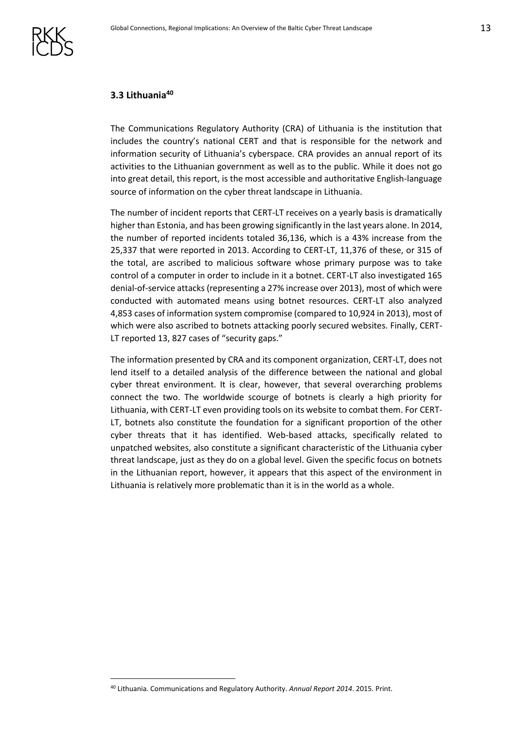### 3.3 Lithuania[40]

The Communications Regulatory Authority (CRA) of Lithuania is the institution that includes the country's national CERT and that is responsible for the network and information security of Lithuania's cyberspace. CRA provides an annual report of its activities to the Lithuanian government as well as to the public. While it does not go into great detail, this report, is the most accessible and authoritative English-language source of information on the cyber threat landscape in Lithuania.

The number of incident reports that CERT-LT receives on a yearly basis is dramatically higher than Estonia, and has been growing significantly in the last years alone. In 2014, the number of reported incidents totaled 36,136, which is a 43% increase from the 25,337 that were reported in 2013. According to CERT-LT, 11,376 of these, or 315 of the total, are ascribed to malicious software whose primary purpose was to take control of a computer in order to include in it a botnet. CERT-LT also investigated 165 denial-of-service attacks (representing a 27% increase over 2013), most of which were conducted with automated means using botnet resources. CERT-LT also analyzed 4,853 cases of information system compromise (compared to 10,924 in 2013), most of which were also ascribed to botnets attacking poorly secured websites. Finally, CERT-LT reported 13, 827 cases of "security gaps."

The information presented by CRA and its component organization, CERT-LT, does not lend itself to a detailed analysis of the difference between the national and global cyber threat environment. It is clear, however, that several overarching problems connect the two. The worldwide scourge of botnets is clearly a high priority for Lithuania, with CERT-LT even providing tools on its website to combat them. For CERT-LT, botnets also constitute the foundation for a significant proportion of the other cyber threats that it has identified. Web-based attacks, specifically related to unpatched websites, also constitute a significant characteristic of the Lithuania cyber threat landscape, just as they do on a global level. Given the specific focus on botnets in the Lithuanian report, however, it appears that this aspect of the environment in Lithuania is relatively more problematic than it is in the world as a whole.

[40] Lithuania. Communications and Regulatory Authority. *Annual Report 2014*. 2015. Print.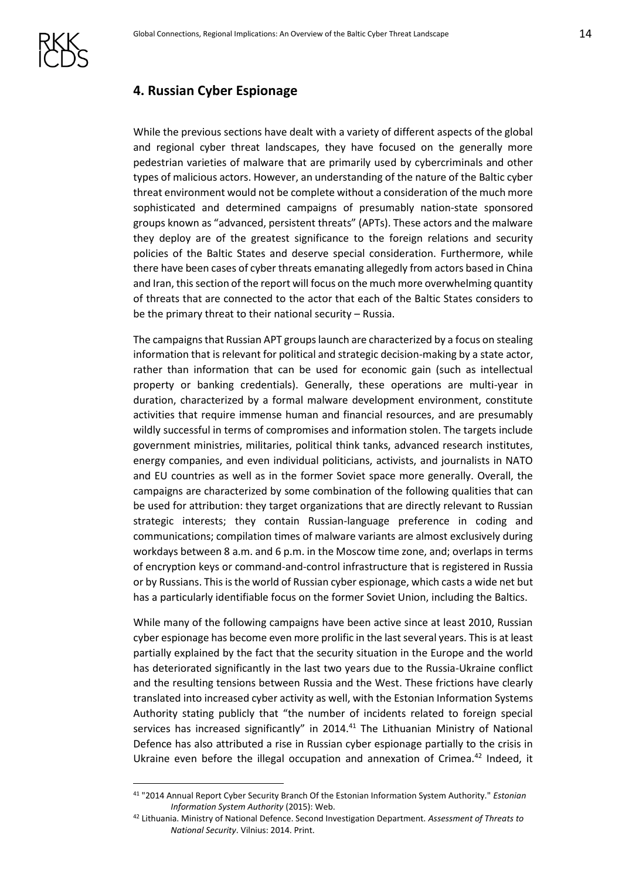## 4. Russian Cyber Espionage

While the previous sections have dealt with a variety of different aspects of the global and regional cyber threat landscapes, they have focused on the generally more pedestrian varieties of malware that are primarily used by cybercriminals and other types of malicious actors. However, an understanding of the nature of the Baltic cyber threat environment would not be complete without a consideration of the much more sophisticated and determined campaigns of presumably nation-state sponsored groups known as "advanced, persistent threats" (APTs). These actors and the malware they deploy are of the greatest significance to the foreign relations and security policies of the Baltic States and deserve special consideration. Furthermore, while there have been cases of cyber threats emanating allegedly from actors based in China and Iran, this section of the report will focus on the much more overwhelming quantity of threats that are connected to the actor that each of the Baltic States considers to be the primary threat to their national security – Russia.

The campaigns that Russian APT groups launch are characterized by a focus on stealing information that is relevant for political and strategic decision-making by a state actor, rather than information that can be used for economic gain (such as intellectual property or banking credentials). Generally, these operations are multi-year in duration, characterized by a formal malware development environment, constitute activities that require immense human and financial resources, and are presumably wildly successful in terms of compromises and information stolen. The targets include government ministries, militaries, political think tanks, advanced research institutes, energy companies, and even individual politicians, activists, and journalists in NATO and EU countries as well as in the former Soviet space more generally. Overall, the campaigns are characterized by some combination of the following qualities that can be used for attribution: they target organizations that are directly relevant to Russian strategic interests; they contain Russian-language preference in coding and communications; compilation times of malware variants are almost exclusively during workdays between 8 a.m. and 6 p.m. in the Moscow time zone, and; overlaps in terms of encryption keys or command-and-control infrastructure that is registered in Russia or by Russians. This is the world of Russian cyber espionage, which casts a wide net but has a particularly identifiable focus on the former Soviet Union, including the Baltics.

While many of the following campaigns have been active since at least 2010, Russian cyber espionage has become even more prolific in the last several years. This is at least partially explained by the fact that the security situation in the Europe and the world has deteriorated significantly in the last two years due to the Russia-Ukraine conflict and the resulting tensions between Russia and the West. These frictions have clearly translated into increased cyber activity as well, with the Estonian Information Systems Authority stating publicly that "the number of incidents related to foreign special services has increased significantly" in 2014.[41] The Lithuanian Ministry of National Defence has also attributed a rise in Russian cyber espionage partially to the crisis in Ukraine even before the illegal occupation and annexation of Crimea.[42] Indeed, it

---

[41] "2014 Annual Report Cyber Security Branch Of the Estonian Information System Authority." *Estonian Information System Authority* (2015): Web.

[42] Lithuania. Ministry of National Defence. Second Investigation Department. *Assessment of Threats to National Security*. Vilnius: 2014. Print.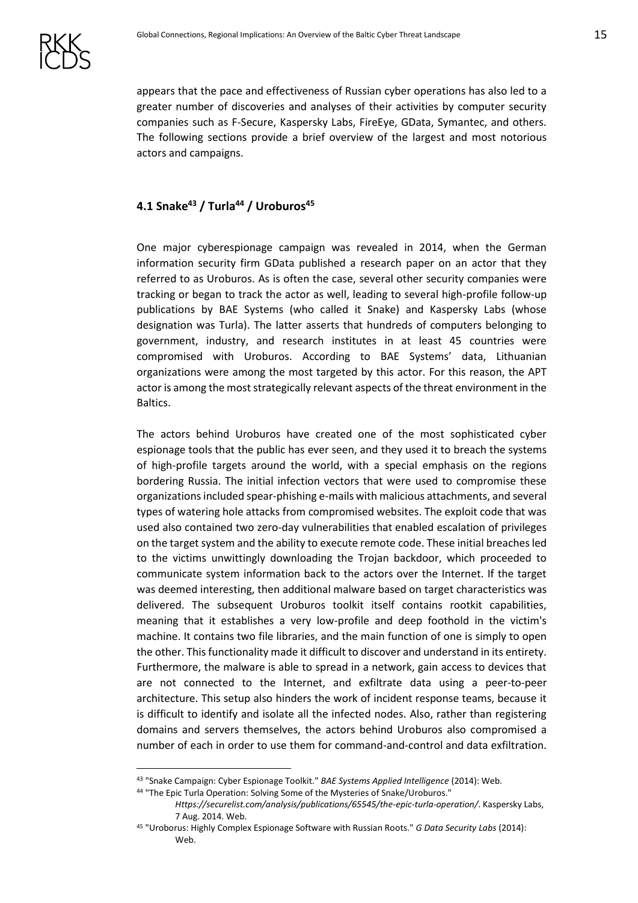appears that the pace and effectiveness of Russian cyber operations has also led to a greater number of discoveries and analyses of their activities by computer security companies such as F-Secure, Kaspersky Labs, FireEye, GData, Symantec, and others. The following sections provide a brief overview of the largest and most notorious actors and campaigns.

### 4.1 Snake[43] / Turla[44] / Uroburos[45]

One major cyberespionage campaign was revealed in 2014, when the German information security firm GData published a research paper on an actor that they referred to as Uroburos. As is often the case, several other security companies were tracking or began to track the actor as well, leading to several high-profile follow-up publications by BAE Systems (who called it Snake) and Kaspersky Labs (whose designation was Turla). The latter asserts that hundreds of computers belonging to government, industry, and research institutes in at least 45 countries were compromised with Uroburos. According to BAE Systems' data, Lithuanian organizations were among the most targeted by this actor. For this reason, the APT actor is among the most strategically relevant aspects of the threat environment in the Baltics.

The actors behind Uroburos have created one of the most sophisticated cyber espionage tools that the public has ever seen, and they used it to breach the systems of high-profile targets around the world, with a special emphasis on the regions bordering Russia. The initial infection vectors that were used to compromise these organizations included spear-phishing e-mails with malicious attachments, and several types of watering hole attacks from compromised websites. The exploit code that was used also contained two zero-day vulnerabilities that enabled escalation of privileges on the target system and the ability to execute remote code. These initial breaches led to the victims unwittingly downloading the Trojan backdoor, which proceeded to communicate system information back to the actors over the Internet. If the target was deemed interesting, then additional malware based on target characteristics was delivered. The subsequent Uroburos toolkit itself contains rootkit capabilities, meaning that it establishes a very low-profile and deep foothold in the victim's machine. It contains two file libraries, and the main function of one is simply to open the other. This functionality made it difficult to discover and understand in its entirety. Furthermore, the malware is able to spread in a network, gain access to devices that are not connected to the Internet, and exfiltrate data using a peer-to-peer architecture. This setup also hinders the work of incident response teams, because it is difficult to identify and isolate all the infected nodes. Also, rather than registering domains and servers themselves, the actors behind Uroburos also compromised a number of each in order to use them for command-and-control and data exfiltration.

---

[43] "Snake Campaign: Cyber Espionage Toolkit." *BAE Systems Applied Intelligence* (2014): Web.

[44] "The Epic Turla Operation: Solving Some of the Mysteries of Snake/Uroburos." *Https://securelist.com/analysis/publications/65545/the-epic-turla-operation/*. Kaspersky Labs, 7 Aug. 2014. Web.

[45] "Uroborus: Highly Complex Espionage Software with Russian Roots." *G Data Security Labs* (2014): Web.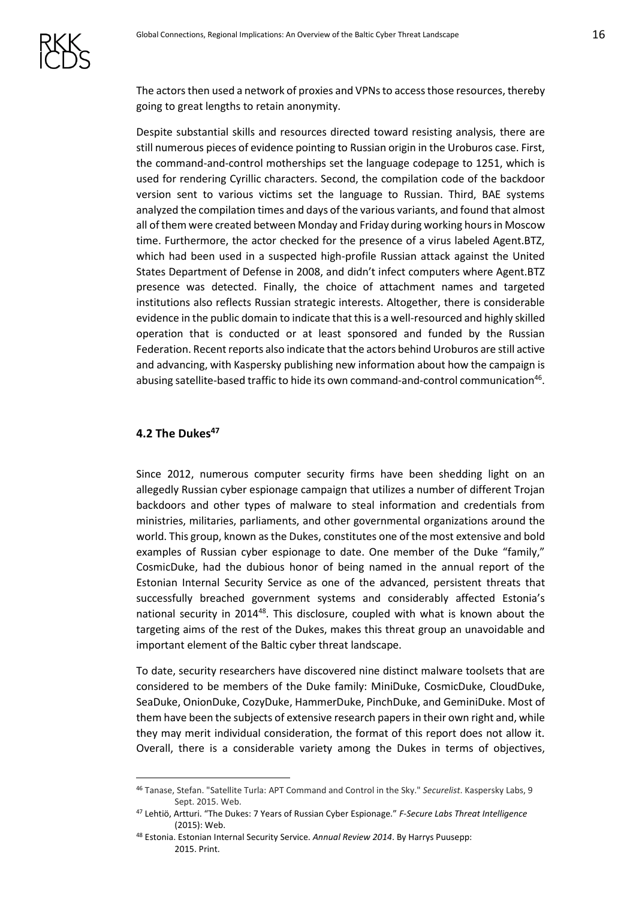The actors then used a network of proxies and VPNs to access those resources, thereby going to great lengths to retain anonymity.

Despite substantial skills and resources directed toward resisting analysis, there are still numerous pieces of evidence pointing to Russian origin in the Uroburos case. First, the command-and-control motherships set the language codepage to 1251, which is used for rendering Cyrillic characters. Second, the compilation code of the backdoor version sent to various victims set the language to Russian. Third, BAE systems analyzed the compilation times and days of the various variants, and found that almost all of them were created between Monday and Friday during working hours in Moscow time. Furthermore, the actor checked for the presence of a virus labeled Agent.BTZ, which had been used in a suspected high-profile Russian attack against the United States Department of Defense in 2008, and didn't infect computers where Agent.BTZ presence was detected. Finally, the choice of attachment names and targeted institutions also reflects Russian strategic interests. Altogether, there is considerable evidence in the public domain to indicate that this is a well-resourced and highly skilled operation that is conducted or at least sponsored and funded by the Russian Federation. Recent reports also indicate that the actors behind Uroburos are still active and advancing, with Kaspersky publishing new information about how the campaign is abusing satellite-based traffic to hide its own command-and-control communication[46].

## 4.2 The Dukes[47]

Since 2012, numerous computer security firms have been shedding light on an allegedly Russian cyber espionage campaign that utilizes a number of different Trojan backdoors and other types of malware to steal information and credentials from ministries, militaries, parliaments, and other governmental organizations around the world. This group, known as the Dukes, constitutes one of the most extensive and bold examples of Russian cyber espionage to date. One member of the Duke "family," CosmicDuke, had the dubious honor of being named in the annual report of the Estonian Internal Security Service as one of the advanced, persistent threats that successfully breached government systems and considerably affected Estonia's national security in 2014[48]. This disclosure, coupled with what is known about the targeting aims of the rest of the Dukes, makes this threat group an unavoidable and important element of the Baltic cyber threat landscape.

To date, security researchers have discovered nine distinct malware toolsets that are considered to be members of the Duke family: MiniDuke, CosmicDuke, CloudDuke, SeaDuke, OnionDuke, CozyDuke, HammerDuke, PinchDuke, and GeminiDuke. Most of them have been the subjects of extensive research papers in their own right and, while they may merit individual consideration, the format of this report does not allow it. Overall, there is a considerable variety among the Dukes in terms of objectives,

---

[46] Tanase, Stefan. "Satellite Turla: APT Command and Control in the Sky." *Securelist*. Kaspersky Labs, 9 Sept. 2015. Web.

[47] Lehtiö, Artturi. "The Dukes: 7 Years of Russian Cyber Espionage." *F-Secure Labs Threat Intelligence* (2015): Web.

[48] Estonia. Estonian Internal Security Service. *Annual Review 2014*. By Harrys Puusepp: 2015. Print.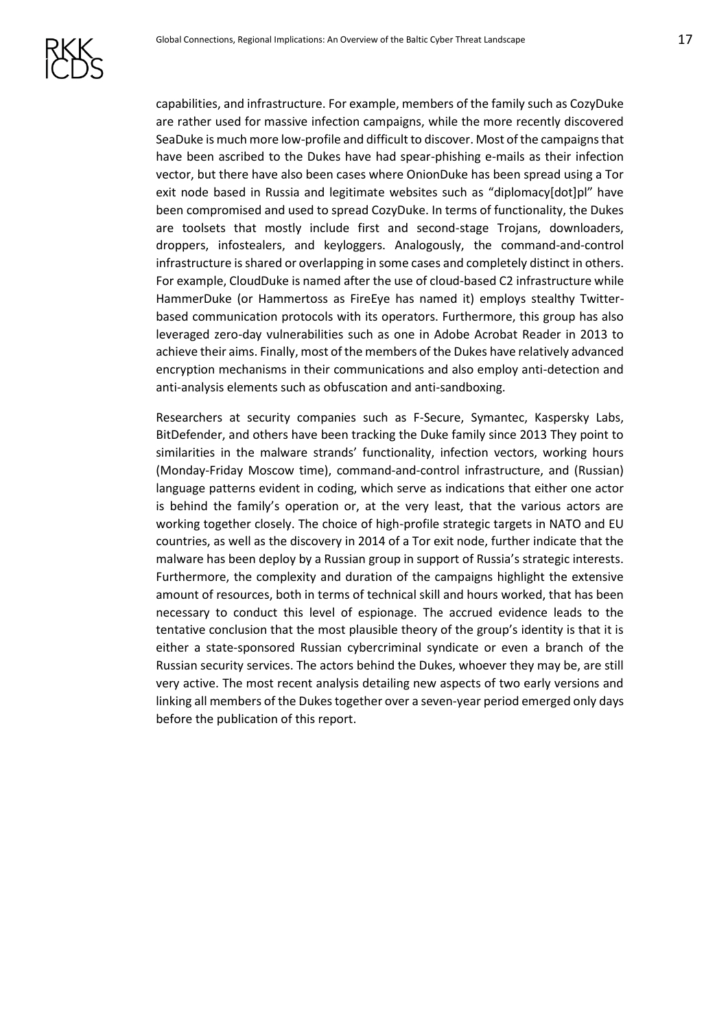capabilities, and infrastructure. For example, members of the family such as CozyDuke are rather used for massive infection campaigns, while the more recently discovered SeaDuke is much more low-profile and difficult to discover. Most of the campaigns that have been ascribed to the Dukes have had spear-phishing e-mails as their infection vector, but there have also been cases where OnionDuke has been spread using a Tor exit node based in Russia and legitimate websites such as "diplomacy[dot]pl" have been compromised and used to spread CozyDuke. In terms of functionality, the Dukes are toolsets that mostly include first and second-stage Trojans, downloaders, droppers, infostealers, and keyloggers. Analogously, the command-and-control infrastructure is shared or overlapping in some cases and completely distinct in others. For example, CloudDuke is named after the use of cloud-based C2 infrastructure while HammerDuke (or Hammertoss as FireEye has named it) employs stealthy Twitter-based communication protocols with its operators. Furthermore, this group has also leveraged zero-day vulnerabilities such as one in Adobe Acrobat Reader in 2013 to achieve their aims. Finally, most of the members of the Dukes have relatively advanced encryption mechanisms in their communications and also employ anti-detection and anti-analysis elements such as obfuscation and anti-sandboxing.

Researchers at security companies such as F-Secure, Symantec, Kaspersky Labs, BitDefender, and others have been tracking the Duke family since 2013 They point to similarities in the malware strands' functionality, infection vectors, working hours (Monday-Friday Moscow time), command-and-control infrastructure, and (Russian) language patterns evident in coding, which serve as indications that either one actor is behind the family's operation or, at the very least, that the various actors are working together closely. The choice of high-profile strategic targets in NATO and EU countries, as well as the discovery in 2014 of a Tor exit node, further indicate that the malware has been deploy by a Russian group in support of Russia's strategic interests. Furthermore, the complexity and duration of the campaigns highlight the extensive amount of resources, both in terms of technical skill and hours worked, that has been necessary to conduct this level of espionage. The accrued evidence leads to the tentative conclusion that the most plausible theory of the group's identity is that it is either a state-sponsored Russian cybercriminal syndicate or even a branch of the Russian security services. The actors behind the Dukes, whoever they may be, are still very active. The most recent analysis detailing new aspects of two early versions and linking all members of the Dukes together over a seven-year period emerged only days before the publication of this report.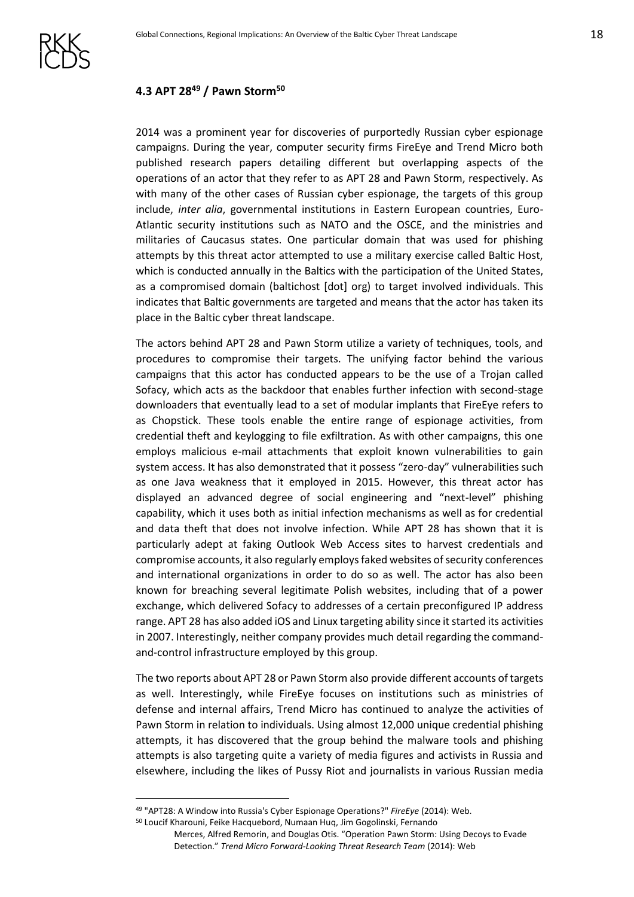### 4.3 APT 28[49] / Pawn Storm[50]

2014 was a prominent year for discoveries of purportedly Russian cyber espionage campaigns. During the year, computer security firms FireEye and Trend Micro both published research papers detailing different but overlapping aspects of the operations of an actor that they refer to as APT 28 and Pawn Storm, respectively. As with many of the other cases of Russian cyber espionage, the targets of this group include, *inter alia*, governmental institutions in Eastern European countries, Euro-Atlantic security institutions such as NATO and the OSCE, and the ministries and militaries of Caucasus states. One particular domain that was used for phishing attempts by this threat actor attempted to use a military exercise called Baltic Host, which is conducted annually in the Baltics with the participation of the United States, as a compromised domain (baltichost [dot] org) to target involved individuals. This indicates that Baltic governments are targeted and means that the actor has taken its place in the Baltic cyber threat landscape.

The actors behind APT 28 and Pawn Storm utilize a variety of techniques, tools, and procedures to compromise their targets. The unifying factor behind the various campaigns that this actor has conducted appears to be the use of a Trojan called Sofacy, which acts as the backdoor that enables further infection with second-stage downloaders that eventually lead to a set of modular implants that FireEye refers to as Chopstick. These tools enable the entire range of espionage activities, from credential theft and keylogging to file exfiltration. As with other campaigns, this one employs malicious e-mail attachments that exploit known vulnerabilities to gain system access. It has also demonstrated that it possess "zero-day" vulnerabilities such as one Java weakness that it employed in 2015. However, this threat actor has displayed an advanced degree of social engineering and "next-level" phishing capability, which it uses both as initial infection mechanisms as well as for credential and data theft that does not involve infection. While APT 28 has shown that it is particularly adept at faking Outlook Web Access sites to harvest credentials and compromise accounts, it also regularly employs faked websites of security conferences and international organizations in order to do so as well. The actor has also been known for breaching several legitimate Polish websites, including that of a power exchange, which delivered Sofacy to addresses of a certain preconfigured IP address range. APT 28 has also added iOS and Linux targeting ability since it started its activities in 2007. Interestingly, neither company provides much detail regarding the command-and-control infrastructure employed by this group.

The two reports about APT 28 or Pawn Storm also provide different accounts of targets as well. Interestingly, while FireEye focuses on institutions such as ministries of defense and internal affairs, Trend Micro has continued to analyze the activities of Pawn Storm in relation to individuals. Using almost 12,000 unique credential phishing attempts, it has discovered that the group behind the malware tools and phishing attempts is also targeting quite a variety of media figures and activists in Russia and elsewhere, including the likes of Pussy Riot and journalists in various Russian media

---

[49] "APT28: A Window into Russia's Cyber Espionage Operations?" *FireEye* (2014): Web.

[50] Loucif Kharouni, Feike Hacquebord, Numaan Huq, Jim Gogolinski, Fernando Merces, Alfred Remorin, and Douglas Otis. "Operation Pawn Storm: Using Decoys to Evade Detection." *Trend Micro Forward-Looking Threat Research Team* (2014): Web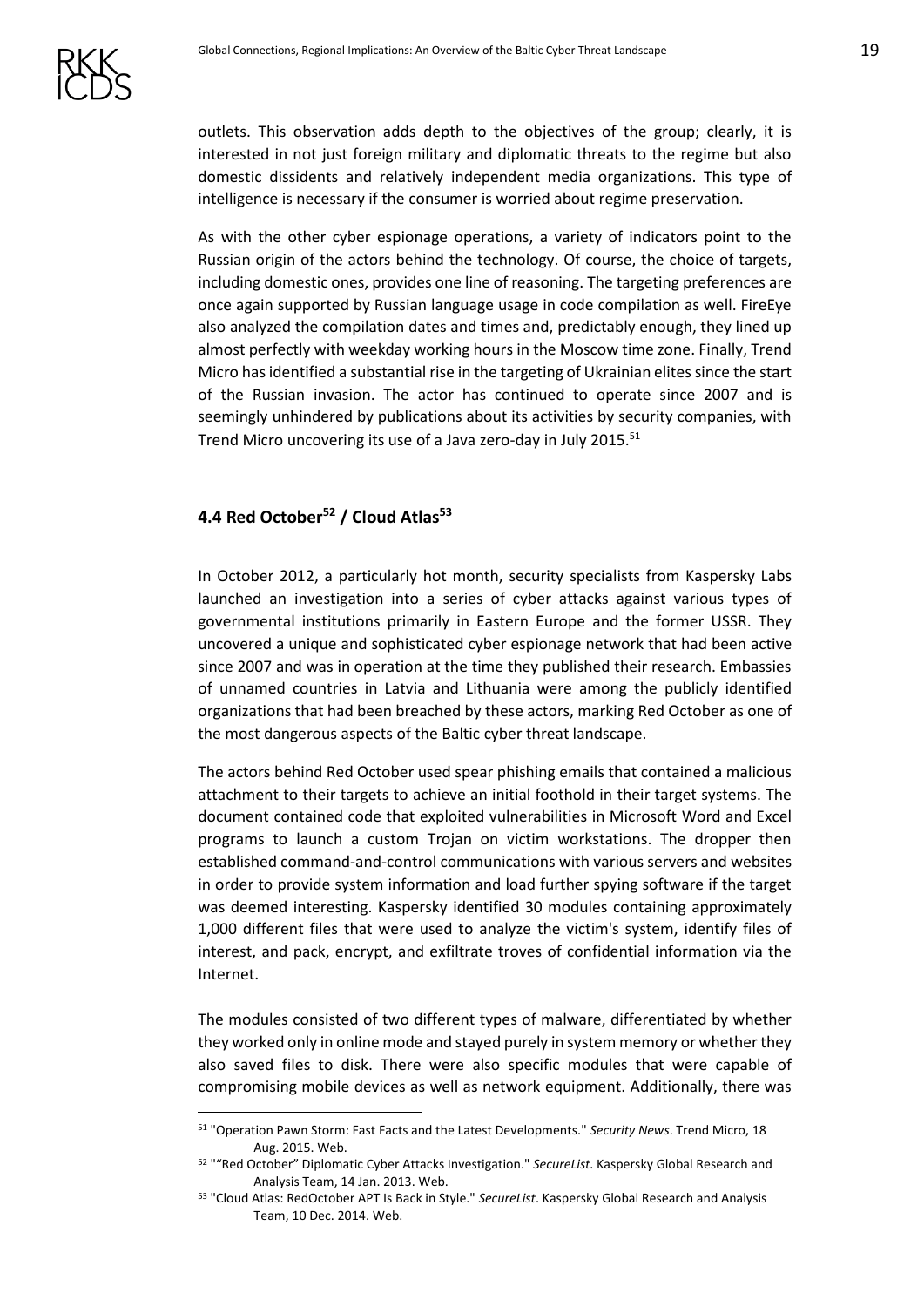outlets. This observation adds depth to the objectives of the group; clearly, it is interested in not just foreign military and diplomatic threats to the regime but also domestic dissidents and relatively independent media organizations. This type of intelligence is necessary if the consumer is worried about regime preservation.

As with the other cyber espionage operations, a variety of indicators point to the Russian origin of the actors behind the technology. Of course, the choice of targets, including domestic ones, provides one line of reasoning. The targeting preferences are once again supported by Russian language usage in code compilation as well. FireEye also analyzed the compilation dates and times and, predictably enough, they lined up almost perfectly with weekday working hours in the Moscow time zone. Finally, Trend Micro has identified a substantial rise in the targeting of Ukrainian elites since the start of the Russian invasion. The actor has continued to operate since 2007 and is seemingly unhindered by publications about its activities by security companies, with Trend Micro uncovering its use of a Java zero-day in July 2015.[51]

### 4.4 Red October[52] / Cloud Atlas[53]

In October 2012, a particularly hot month, security specialists from Kaspersky Labs launched an investigation into a series of cyber attacks against various types of governmental institutions primarily in Eastern Europe and the former USSR. They uncovered a unique and sophisticated cyber espionage network that had been active since 2007 and was in operation at the time they published their research. Embassies of unnamed countries in Latvia and Lithuania were among the publicly identified organizations that had been breached by these actors, marking Red October as one of the most dangerous aspects of the Baltic cyber threat landscape.

The actors behind Red October used spear phishing emails that contained a malicious attachment to their targets to achieve an initial foothold in their target systems. The document contained code that exploited vulnerabilities in Microsoft Word and Excel programs to launch a custom Trojan on victim workstations. The dropper then established command-and-control communications with various servers and websites in order to provide system information and load further spying software if the target was deemed interesting. Kaspersky identified 30 modules containing approximately 1,000 different files that were used to analyze the victim's system, identify files of interest, and pack, encrypt, and exfiltrate troves of confidential information via the Internet.

The modules consisted of two different types of malware, differentiated by whether they worked only in online mode and stayed purely in system memory or whether they also saved files to disk. There were also specific modules that were capable of compromising mobile devices as well as network equipment. Additionally, there was

---

[51] "Operation Pawn Storm: Fast Facts and the Latest Developments." *Security News*. Trend Micro, 18 Aug. 2015. Web.

[52] "“Red October” Diplomatic Cyber Attacks Investigation." *SecureList*. Kaspersky Global Research and Analysis Team, 14 Jan. 2013. Web.

[53] "Cloud Atlas: RedOctober APT Is Back in Style." *SecureList*. Kaspersky Global Research and Analysis Team, 10 Dec. 2014. Web.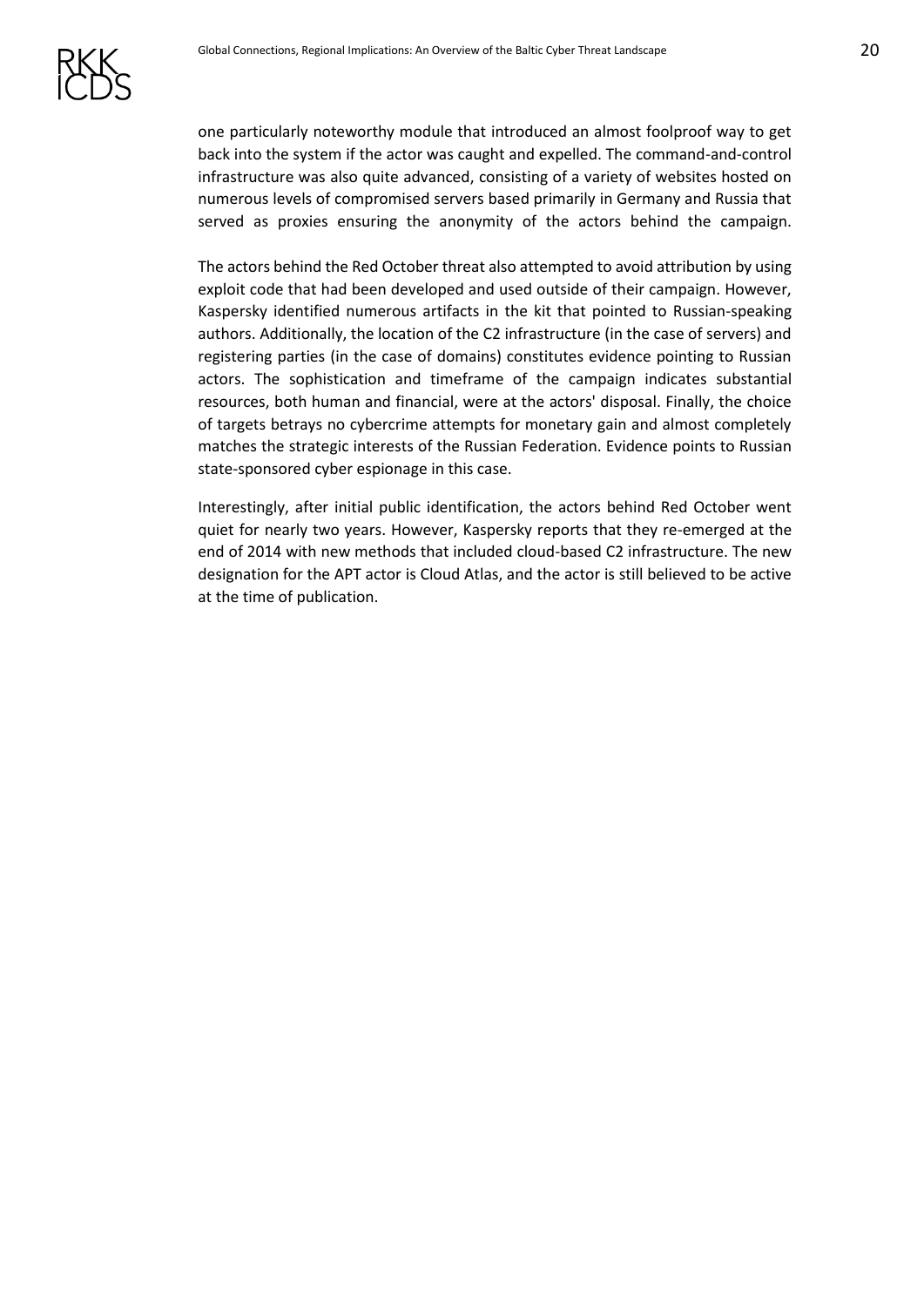one particularly noteworthy module that introduced an almost foolproof way to get back into the system if the actor was caught and expelled. The command-and-control infrastructure was also quite advanced, consisting of a variety of websites hosted on numerous levels of compromised servers based primarily in Germany and Russia that served as proxies ensuring the anonymity of the actors behind the campaign.

The actors behind the Red October threat also attempted to avoid attribution by using exploit code that had been developed and used outside of their campaign. However, Kaspersky identified numerous artifacts in the kit that pointed to Russian-speaking authors. Additionally, the location of the C2 infrastructure (in the case of servers) and registering parties (in the case of domains) constitutes evidence pointing to Russian actors. The sophistication and timeframe of the campaign indicates substantial resources, both human and financial, were at the actors' disposal. Finally, the choice of targets betrays no cybercrime attempts for monetary gain and almost completely matches the strategic interests of the Russian Federation. Evidence points to Russian state-sponsored cyber espionage in this case.

Interestingly, after initial public identification, the actors behind Red October went quiet for nearly two years. However, Kaspersky reports that they re-emerged at the end of 2014 with new methods that included cloud-based C2 infrastructure. The new designation for the APT actor is Cloud Atlas, and the actor is still believed to be active at the time of publication.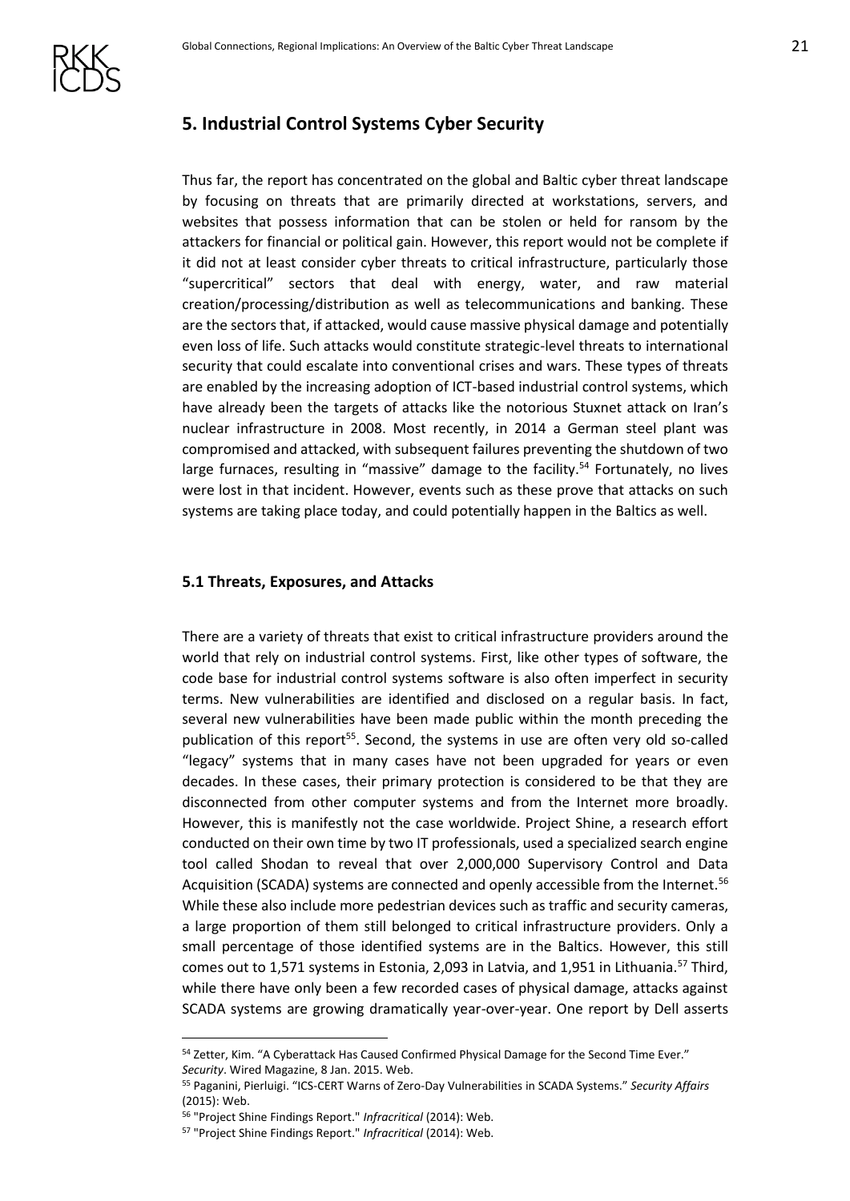## 5. Industrial Control Systems Cyber Security

Thus far, the report has concentrated on the global and Baltic cyber threat landscape by focusing on threats that are primarily directed at workstations, servers, and websites that possess information that can be stolen or held for ransom by the attackers for financial or political gain. However, this report would not be complete if it did not at least consider cyber threats to critical infrastructure, particularly those "supercritical" sectors that deal with energy, water, and raw material creation/processing/distribution as well as telecommunications and banking. These are the sectors that, if attacked, would cause massive physical damage and potentially even loss of life. Such attacks would constitute strategic-level threats to international security that could escalate into conventional crises and wars. These types of threats are enabled by the increasing adoption of ICT-based industrial control systems, which have already been the targets of attacks like the notorious Stuxnet attack on Iran's nuclear infrastructure in 2008. Most recently, in 2014 a German steel plant was compromised and attacked, with subsequent failures preventing the shutdown of two large furnaces, resulting in "massive" damage to the facility.[54] Fortunately, no lives were lost in that incident. However, events such as these prove that attacks on such systems are taking place today, and could potentially happen in the Baltics as well.

### 5.1 Threats, Exposures, and Attacks

There are a variety of threats that exist to critical infrastructure providers around the world that rely on industrial control systems. First, like other types of software, the code base for industrial control systems software is also often imperfect in security terms. New vulnerabilities are identified and disclosed on a regular basis. In fact, several new vulnerabilities have been made public within the month preceding the publication of this report[55]. Second, the systems in use are often very old so-called "legacy" systems that in many cases have not been upgraded for years or even decades. In these cases, their primary protection is considered to be that they are disconnected from other computer systems and from the Internet more broadly. However, this is manifestly not the case worldwide. Project Shine, a research effort conducted on their own time by two IT professionals, used a specialized search engine tool called Shodan to reveal that over 2,000,000 Supervisory Control and Data Acquisition (SCADA) systems are connected and openly accessible from the Internet.[56] While these also include more pedestrian devices such as traffic and security cameras, a large proportion of them still belonged to critical infrastructure providers. Only a small percentage of those identified systems are in the Baltics. However, this still comes out to 1,571 systems in Estonia, 2,093 in Latvia, and 1,951 in Lithuania.[57] Third, while there have only been a few recorded cases of physical damage, attacks against SCADA systems are growing dramatically year-over-year. One report by Dell asserts

---

[54] Zetter, Kim. "A Cyberattack Has Caused Confirmed Physical Damage for the Second Time Ever." *Security*. Wired Magazine, 8 Jan. 2015. Web.

[55] Paganini, Pierluigi. "ICS-CERT Warns of Zero-Day Vulnerabilities in SCADA Systems." *Security Affairs* (2015): Web.

[56] "Project Shine Findings Report." *Infracritical* (2014): Web.

[57] "Project Shine Findings Report." *Infracritical* (2014): Web.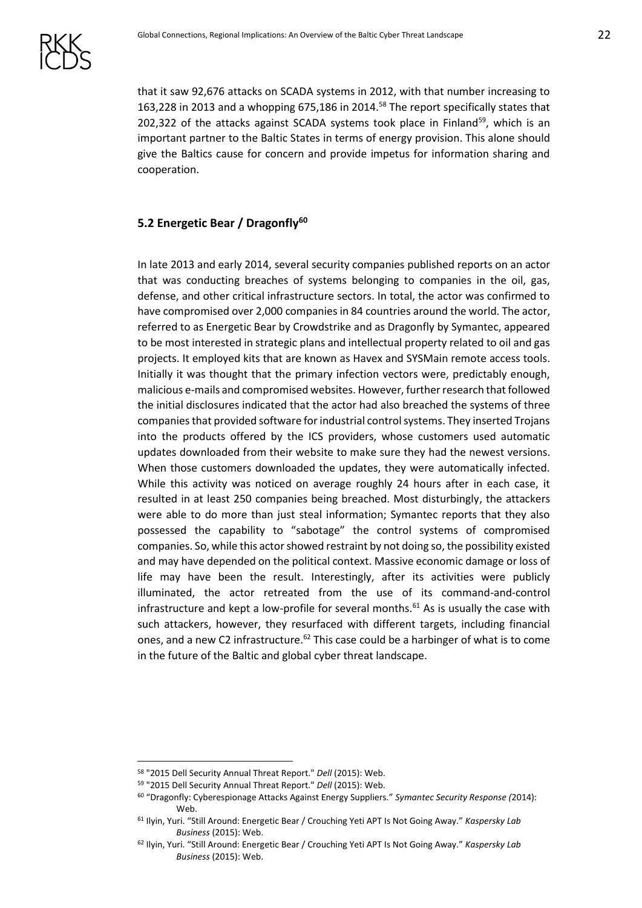that it saw 92,676 attacks on SCADA systems in 2012, with that number increasing to 163,228 in 2013 and a whopping 675,186 in 2014.[58] The report specifically states that 202,322 of the attacks against SCADA systems took place in Finland[59], which is an important partner to the Baltic States in terms of energy provision. This alone should give the Baltics cause for concern and provide impetus for information sharing and cooperation.

### 5.2 Energetic Bear / Dragonfly[60]

In late 2013 and early 2014, several security companies published reports on an actor that was conducting breaches of systems belonging to companies in the oil, gas, defense, and other critical infrastructure sectors. In total, the actor was confirmed to have compromised over 2,000 companies in 84 countries around the world. The actor, referred to as Energetic Bear by Crowdstrike and as Dragonfly by Symantec, appeared to be most interested in strategic plans and intellectual property related to oil and gas projects. It employed kits that are known as Havex and SYSMain remote access tools. Initially it was thought that the primary infection vectors were, predictably enough, malicious e-mails and compromised websites. However, further research that followed the initial disclosures indicated that the actor had also breached the systems of three companies that provided software for industrial control systems. They inserted Trojans into the products offered by the ICS providers, whose customers used automatic updates downloaded from their website to make sure they had the newest versions. When those customers downloaded the updates, they were automatically infected. While this activity was noticed on average roughly 24 hours after in each case, it resulted in at least 250 companies being breached. Most disturbingly, the attackers were able to do more than just steal information; Symantec reports that they also possessed the capability to "sabotage" the control systems of compromised companies. So, while this actor showed restraint by not doing so, the possibility existed and may have depended on the political context. Massive economic damage or loss of life may have been the result. Interestingly, after its activities were publicly illuminated, the actor retreated from the use of its command-and-control infrastructure and kept a low-profile for several months.[61] As is usually the case with such attackers, however, they resurfaced with different targets, including financial ones, and a new C2 infrastructure.[62] This case could be a harbinger of what is to come in the future of the Baltic and global cyber threat landscape.

---

[58] "2015 Dell Security Annual Threat Report." *Dell* (2015): Web.

[59] "2015 Dell Security Annual Threat Report." *Dell* (2015): Web.

[60] "Dragonfly: Cyberespionage Attacks Against Energy Suppliers." *Symantec Security Response (*2014): Web.

[61] Ilyin, Yuri. "Still Around: Energetic Bear / Crouching Yeti APT Is Not Going Away." *Kaspersky Lab Business* (2015): Web.

[62] Ilyin, Yuri. "Still Around: Energetic Bear / Crouching Yeti APT Is Not Going Away." *Kaspersky Lab Business* (2015): Web.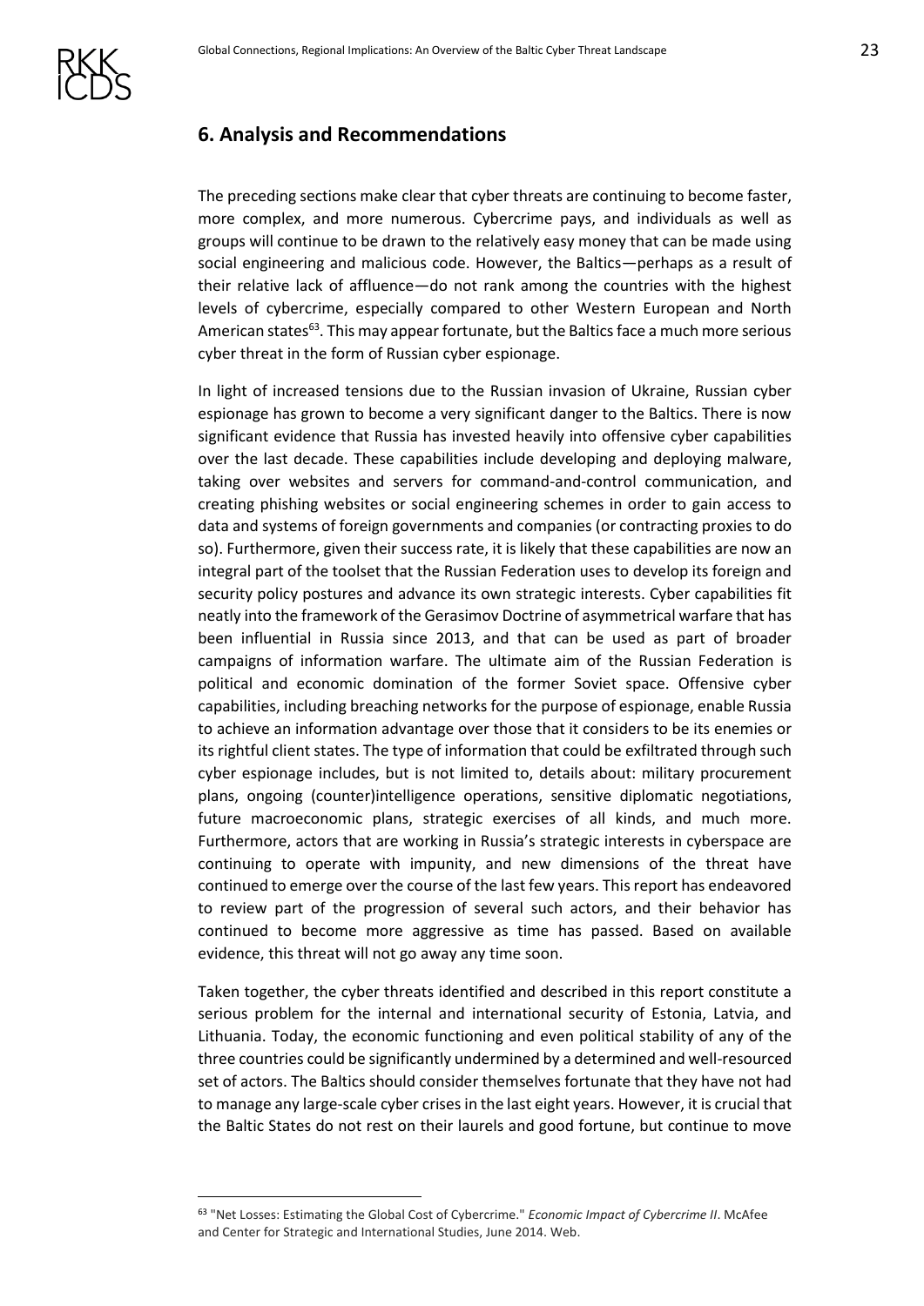## 6. Analysis and Recommendations

The preceding sections make clear that cyber threats are continuing to become faster, more complex, and more numerous. Cybercrime pays, and individuals as well as groups will continue to be drawn to the relatively easy money that can be made using social engineering and malicious code. However, the Baltics—perhaps as a result of their relative lack of affluence—do not rank among the countries with the highest levels of cybercrime, especially compared to other Western European and North American states[63]. This may appear fortunate, but the Baltics face a much more serious cyber threat in the form of Russian cyber espionage.

In light of increased tensions due to the Russian invasion of Ukraine, Russian cyber espionage has grown to become a very significant danger to the Baltics. There is now significant evidence that Russia has invested heavily into offensive cyber capabilities over the last decade. These capabilities include developing and deploying malware, taking over websites and servers for command-and-control communication, and creating phishing websites or social engineering schemes in order to gain access to data and systems of foreign governments and companies (or contracting proxies to do so). Furthermore, given their success rate, it is likely that these capabilities are now an integral part of the toolset that the Russian Federation uses to develop its foreign and security policy postures and advance its own strategic interests. Cyber capabilities fit neatly into the framework of the Gerasimov Doctrine of asymmetrical warfare that has been influential in Russia since 2013, and that can be used as part of broader campaigns of information warfare. The ultimate aim of the Russian Federation is political and economic domination of the former Soviet space. Offensive cyber capabilities, including breaching networks for the purpose of espionage, enable Russia to achieve an information advantage over those that it considers to be its enemies or its rightful client states. The type of information that could be exfiltrated through such cyber espionage includes, but is not limited to, details about: military procurement plans, ongoing (counter)intelligence operations, sensitive diplomatic negotiations, future macroeconomic plans, strategic exercises of all kinds, and much more. Furthermore, actors that are working in Russia's strategic interests in cyberspace are continuing to operate with impunity, and new dimensions of the threat have continued to emerge over the course of the last few years. This report has endeavored to review part of the progression of several such actors, and their behavior has continued to become more aggressive as time has passed. Based on available evidence, this threat will not go away any time soon.

Taken together, the cyber threats identified and described in this report constitute a serious problem for the internal and international security of Estonia, Latvia, and Lithuania. Today, the economic functioning and even political stability of any of the three countries could be significantly undermined by a determined and well-resourced set of actors. The Baltics should consider themselves fortunate that they have not had to manage any large-scale cyber crises in the last eight years. However, it is crucial that the Baltic States do not rest on their laurels and good fortune, but continue to move

[63] "Net Losses: Estimating the Global Cost of Cybercrime." *Economic Impact of Cybercrime II*. McAfee and Center for Strategic and International Studies, June 2014. Web.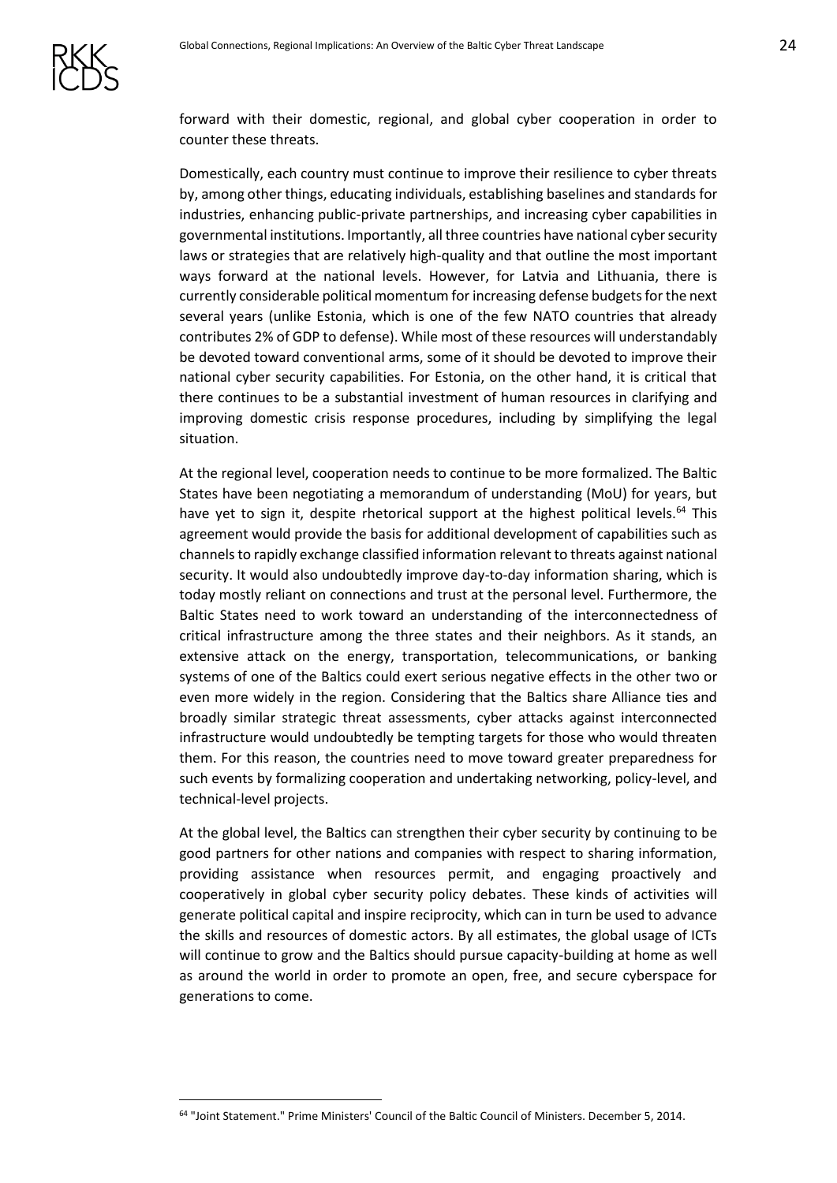forward with their domestic, regional, and global cyber cooperation in order to counter these threats.

Domestically, each country must continue to improve their resilience to cyber threats by, among other things, educating individuals, establishing baselines and standards for industries, enhancing public-private partnerships, and increasing cyber capabilities in governmental institutions. Importantly, all three countries have national cyber security laws or strategies that are relatively high-quality and that outline the most important ways forward at the national levels. However, for Latvia and Lithuania, there is currently considerable political momentum for increasing defense budgets for the next several years (unlike Estonia, which is one of the few NATO countries that already contributes 2% of GDP to defense). While most of these resources will understandably be devoted toward conventional arms, some of it should be devoted to improve their national cyber security capabilities. For Estonia, on the other hand, it is critical that there continues to be a substantial investment of human resources in clarifying and improving domestic crisis response procedures, including by simplifying the legal situation.

At the regional level, cooperation needs to continue to be more formalized. The Baltic States have been negotiating a memorandum of understanding (MoU) for years, but have yet to sign it, despite rhetorical support at the highest political levels.[64] This agreement would provide the basis for additional development of capabilities such as channels to rapidly exchange classified information relevant to threats against national security. It would also undoubtedly improve day-to-day information sharing, which is today mostly reliant on connections and trust at the personal level. Furthermore, the Baltic States need to work toward an understanding of the interconnectedness of critical infrastructure among the three states and their neighbors. As it stands, an extensive attack on the energy, transportation, telecommunications, or banking systems of one of the Baltics could exert serious negative effects in the other two or even more widely in the region. Considering that the Baltics share Alliance ties and broadly similar strategic threat assessments, cyber attacks against interconnected infrastructure would undoubtedly be tempting targets for those who would threaten them. For this reason, the countries need to move toward greater preparedness for such events by formalizing cooperation and undertaking networking, policy-level, and technical-level projects.

At the global level, the Baltics can strengthen their cyber security by continuing to be good partners for other nations and companies with respect to sharing information, providing assistance when resources permit, and engaging proactively and cooperatively in global cyber security policy debates. These kinds of activities will generate political capital and inspire reciprocity, which can in turn be used to advance the skills and resources of domestic actors. By all estimates, the global usage of ICTs will continue to grow and the Baltics should pursue capacity-building at home as well as around the world in order to promote an open, free, and secure cyberspace for generations to come.

---

[64] "Joint Statement." Prime Ministers' Council of the Baltic Council of Ministers. December 5, 2014.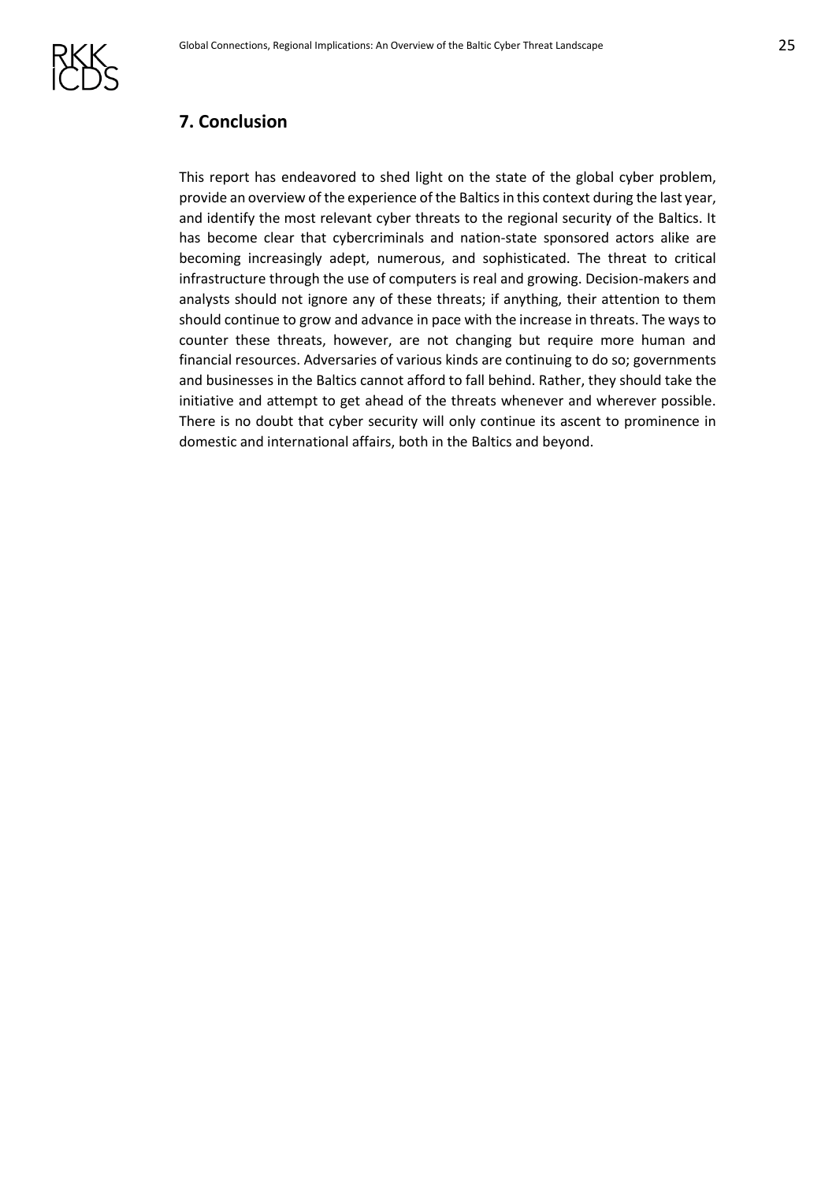## 7. Conclusion

This report has endeavored to shed light on the state of the global cyber problem, provide an overview of the experience of the Baltics in this context during the last year, and identify the most relevant cyber threats to the regional security of the Baltics. It has become clear that cybercriminals and nation-state sponsored actors alike are becoming increasingly adept, numerous, and sophisticated. The threat to critical infrastructure through the use of computers is real and growing. Decision-makers and analysts should not ignore any of these threats; if anything, their attention to them should continue to grow and advance in pace with the increase in threats. The ways to counter these threats, however, are not changing but require more human and financial resources. Adversaries of various kinds are continuing to do so; governments and businesses in the Baltics cannot afford to fall behind. Rather, they should take the initiative and attempt to get ahead of the threats whenever and wherever possible. There is no doubt that cyber security will only continue its ascent to prominence in domestic and international affairs, both in the Baltics and beyond.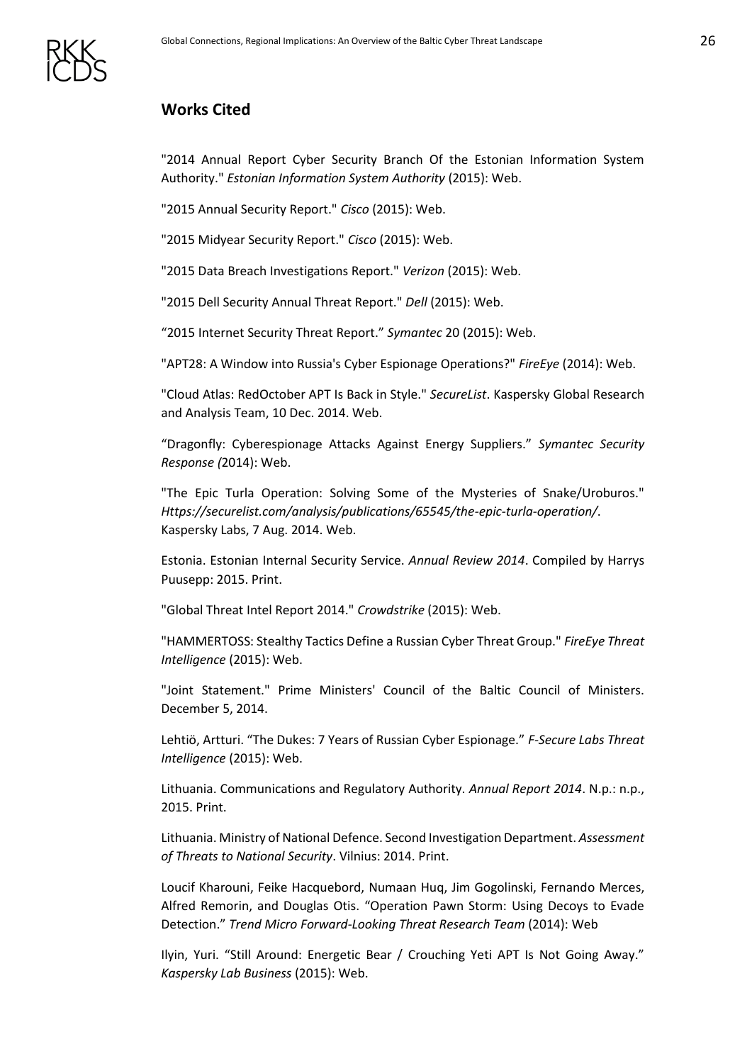## Works Cited

"2014 Annual Report Cyber Security Branch Of the Estonian Information System Authority." *Estonian Information System Authority* (2015): Web.

"2015 Annual Security Report." *Cisco* (2015): Web.

"2015 Midyear Security Report." *Cisco* (2015): Web.

"2015 Data Breach Investigations Report." *Verizon* (2015): Web.

"2015 Dell Security Annual Threat Report." *Dell* (2015): Web.

"2015 Internet Security Threat Report." *Symantec* 20 (2015): Web.

"APT28: A Window into Russia's Cyber Espionage Operations?" *FireEye* (2014): Web.

"Cloud Atlas: RedOctober APT Is Back in Style." *SecureList*. Kaspersky Global Research and Analysis Team, 10 Dec. 2014. Web.

"Dragonfly: Cyberespionage Attacks Against Energy Suppliers." *Symantec Security Response (*2014): Web.

"The Epic Turla Operation: Solving Some of the Mysteries of Snake/Uroburos." *Https://securelist.com/analysis/publications/65545/the-epic-turla-operation/*. Kaspersky Labs, 7 Aug. 2014. Web.

Estonia. Estonian Internal Security Service. *Annual Review 2014*. Compiled by Harrys Puusepp: 2015. Print.

"Global Threat Intel Report 2014." *Crowdstrike* (2015): Web.

"HAMMERTOSS: Stealthy Tactics Define a Russian Cyber Threat Group." *FireEye Threat Intelligence* (2015): Web.

"Joint Statement." Prime Ministers' Council of the Baltic Council of Ministers. December 5, 2014.

Lehtiö, Artturi. "The Dukes: 7 Years of Russian Cyber Espionage." *F-Secure Labs Threat Intelligence* (2015): Web.

Lithuania. Communications and Regulatory Authority. *Annual Report 2014*. N.p.: n.p., 2015. Print.

Lithuania. Ministry of National Defence. Second Investigation Department. *Assessment of Threats to National Security*. Vilnius: 2014. Print.

Loucif Kharouni, Feike Hacquebord, Numaan Huq, Jim Gogolinski, Fernando Merces, Alfred Remorin, and Douglas Otis. "Operation Pawn Storm: Using Decoys to Evade Detection." *Trend Micro Forward-Looking Threat Research Team* (2014): Web

Ilyin, Yuri. "Still Around: Energetic Bear / Crouching Yeti APT Is Not Going Away." *Kaspersky Lab Business* (2015): Web.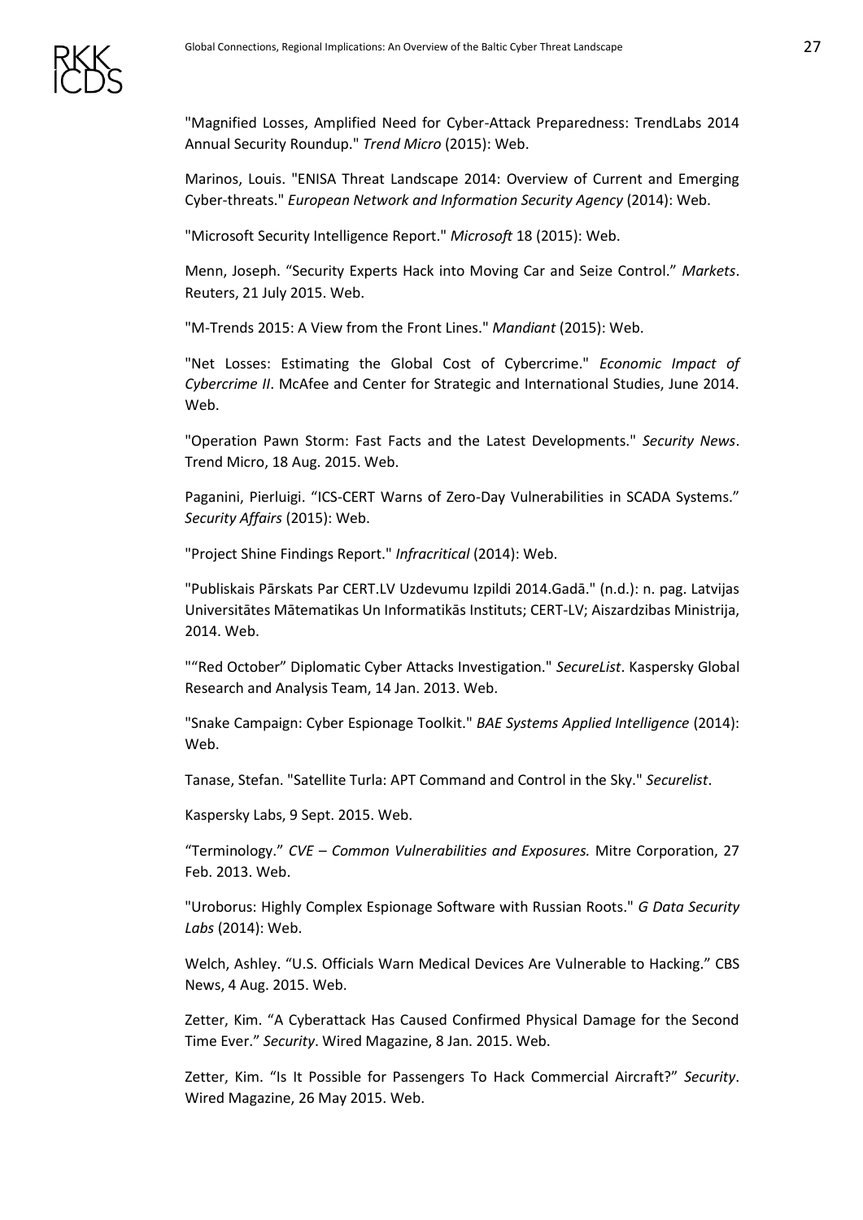"Magnified Losses, Amplified Need for Cyber-Attack Preparedness: TrendLabs 2014 Annual Security Roundup." *Trend Micro* (2015): Web.

Marinos, Louis. "ENISA Threat Landscape 2014: Overview of Current and Emerging Cyber-threats." *European Network and Information Security Agency* (2014): Web.

"Microsoft Security Intelligence Report." *Microsoft* 18 (2015): Web.

Menn, Joseph. "Security Experts Hack into Moving Car and Seize Control." *Markets*. Reuters, 21 July 2015. Web.

"M-Trends 2015: A View from the Front Lines." *Mandiant* (2015): Web.

"Net Losses: Estimating the Global Cost of Cybercrime." *Economic Impact of Cybercrime II*. McAfee and Center for Strategic and International Studies, June 2014. Web.

"Operation Pawn Storm: Fast Facts and the Latest Developments." *Security News*. Trend Micro, 18 Aug. 2015. Web.

Paganini, Pierluigi. "ICS-CERT Warns of Zero-Day Vulnerabilities in SCADA Systems." *Security Affairs* (2015): Web.

"Project Shine Findings Report." *Infracritical* (2014): Web.

"Publiskais Pārskats Par CERT.LV Uzdevumu Izpildi 2014.Gadā." (n.d.): n. pag. Latvijas Universitātes Mātematikas Un Informatikās Instituts; CERT-LV; Aiszardzibas Ministrija, 2014. Web.

"“Red October” Diplomatic Cyber Attacks Investigation." *SecureList*. Kaspersky Global Research and Analysis Team, 14 Jan. 2013. Web.

"Snake Campaign: Cyber Espionage Toolkit." *BAE Systems Applied Intelligence* (2014): Web.

Tanase, Stefan. "Satellite Turla: APT Command and Control in the Sky." *Securelist*.

Kaspersky Labs, 9 Sept. 2015. Web.

“Terminology.” *CVE – Common Vulnerabilities and Exposures.* Mitre Corporation, 27 Feb. 2013. Web.

"Uroborus: Highly Complex Espionage Software with Russian Roots." *G Data Security Labs* (2014): Web.

Welch, Ashley. “U.S. Officials Warn Medical Devices Are Vulnerable to Hacking.” CBS News, 4 Aug. 2015. Web.

Zetter, Kim. “A Cyberattack Has Caused Confirmed Physical Damage for the Second Time Ever.” *Security*. Wired Magazine, 8 Jan. 2015. Web.

Zetter, Kim. “Is It Possible for Passengers To Hack Commercial Aircraft?” *Security*. Wired Magazine, 26 May 2015. Web.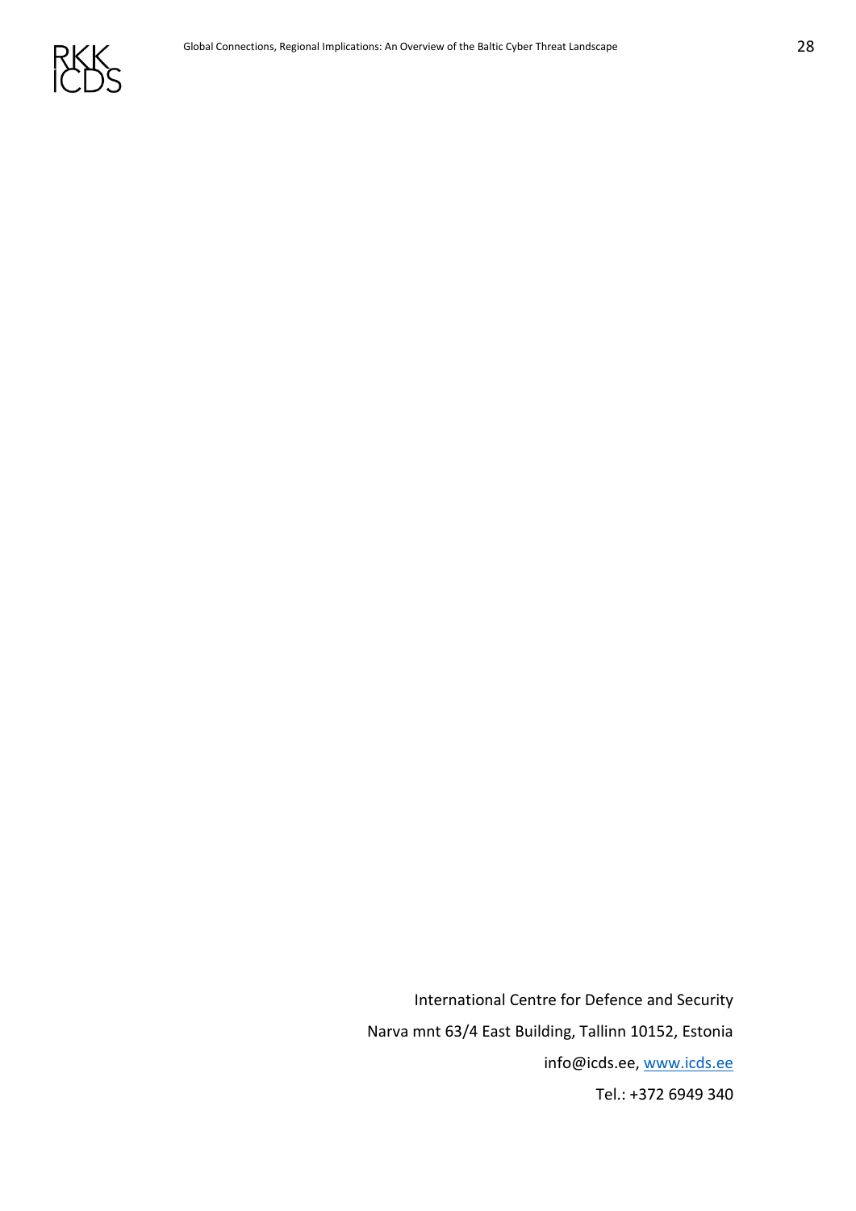International Centre for Defence and Security

Narva mnt 63/4 East Building, Tallinn 10152, Estonia

info@icds.ee, [www.icds.ee](http://www.icds.ee)

Tel.: +372 6949 340